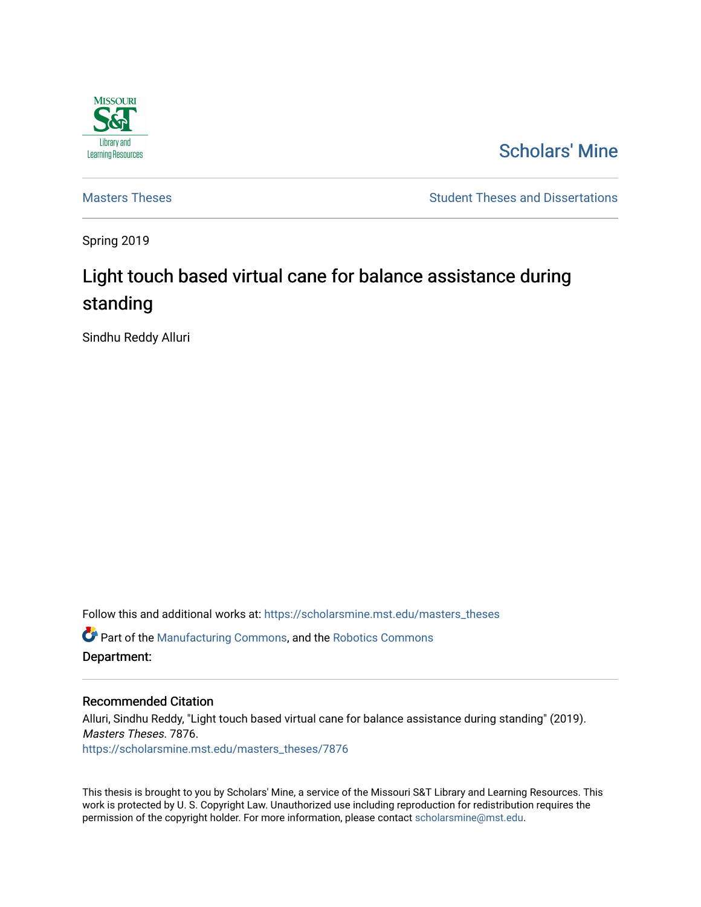Scholars' Mine

Masters Theses

Student Theses and Dissertations

Spring 2019

# Light touch based virtual cane for balance assistance during standing

Sindhu Reddy Alluri

Follow this and additional works at: https://scholarsmine.mst.edu/masters_theses

Part of the Manufacturing Commons, and the Robotics Commons

**Department:**

## Recommended Citation

Alluri, Sindhu Reddy, "Light touch based virtual cane for balance assistance during standing" (2019). *Masters Theses*. 7876.
https://scholarsmine.mst.edu/masters_theses/7876

This thesis is brought to you by Scholars' Mine, a service of the Missouri S&T Library and Learning Resources. This work is protected by U. S. Copyright Law. Unauthorized use including reproduction for redistribution requires the permission of the copyright holder. For more information, please contact scholarsmine@mst.edu.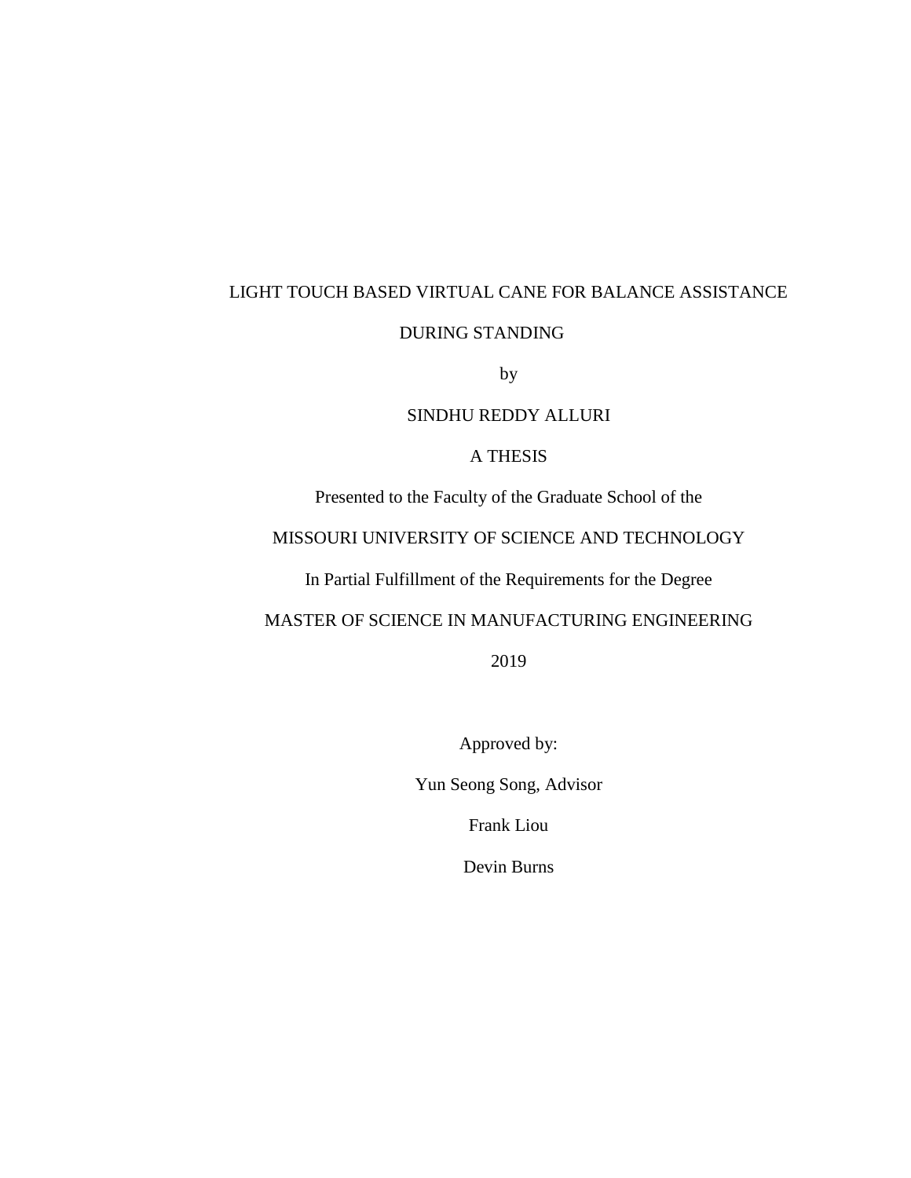LIGHT TOUCH BASED VIRTUAL CANE FOR BALANCE ASSISTANCE

DURING STANDING

by

SINDHU REDDY ALLURI

A THESIS

Presented to the Faculty of the Graduate School of the

MISSOURI UNIVERSITY OF SCIENCE AND TECHNOLOGY

In Partial Fulfillment of the Requirements for the Degree

MASTER OF SCIENCE IN MANUFACTURING ENGINEERING

2019

Approved by:

Yun Seong Song, Advisor

Frank Liou

Devin Burns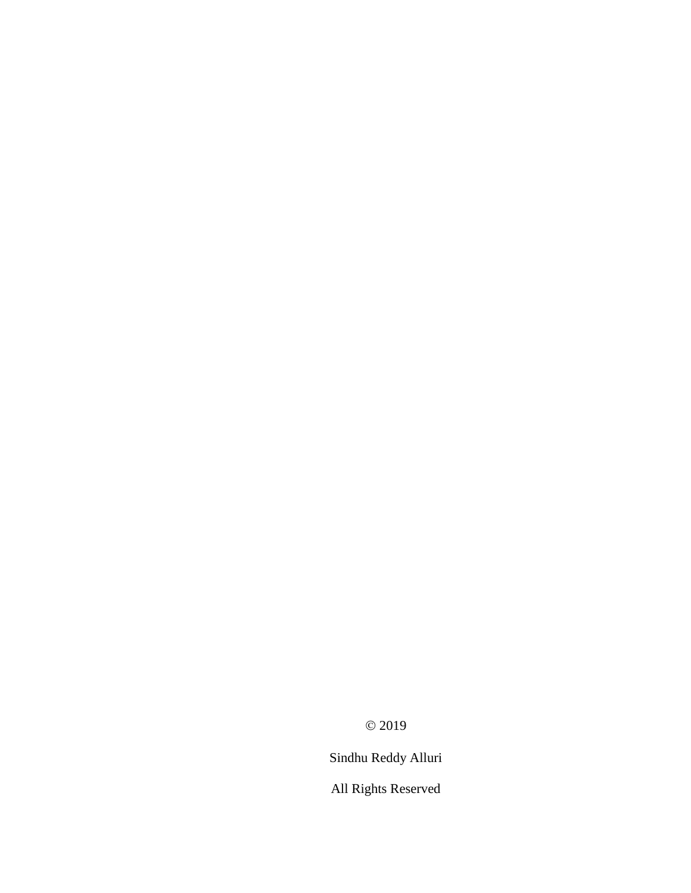© 2019

Sindhu Reddy Alluri

All Rights Reserved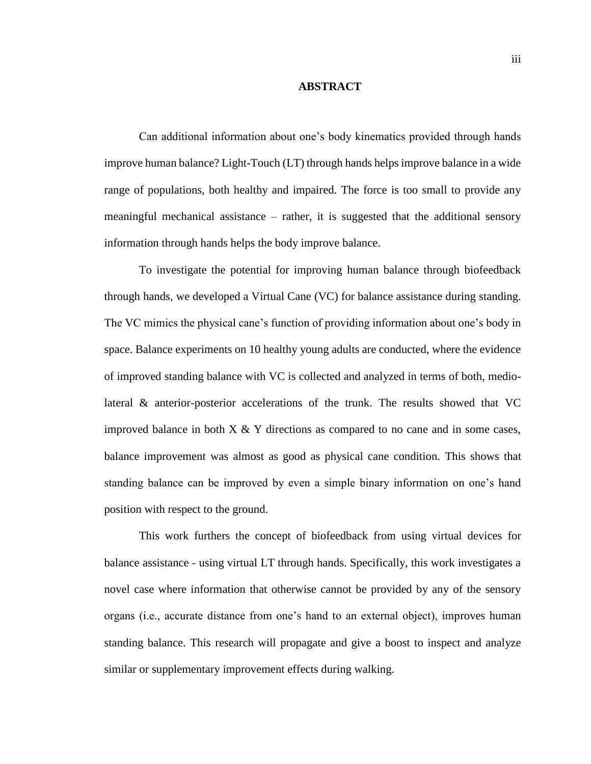## ABSTRACT

Can additional information about one's body kinematics provided through hands improve human balance? Light-Touch (LT) through hands helps improve balance in a wide range of populations, both healthy and impaired. The force is too small to provide any meaningful mechanical assistance – rather, it is suggested that the additional sensory information through hands helps the body improve balance.

To investigate the potential for improving human balance through biofeedback through hands, we developed a Virtual Cane (VC) for balance assistance during standing. The VC mimics the physical cane's function of providing information about one's body in space. Balance experiments on 10 healthy young adults are conducted, where the evidence of improved standing balance with VC is collected and analyzed in terms of both, medio-lateral & anterior-posterior accelerations of the trunk. The results showed that VC improved balance in both X & Y directions as compared to no cane and in some cases, balance improvement was almost as good as physical cane condition. This shows that standing balance can be improved by even a simple binary information on one's hand position with respect to the ground.

This work furthers the concept of biofeedback from using virtual devices for balance assistance - using virtual LT through hands. Specifically, this work investigates a novel case where information that otherwise cannot be provided by any of the sensory organs (i.e., accurate distance from one's hand to an external object), improves human standing balance. This research will propagate and give a boost to inspect and analyze similar or supplementary improvement effects during walking.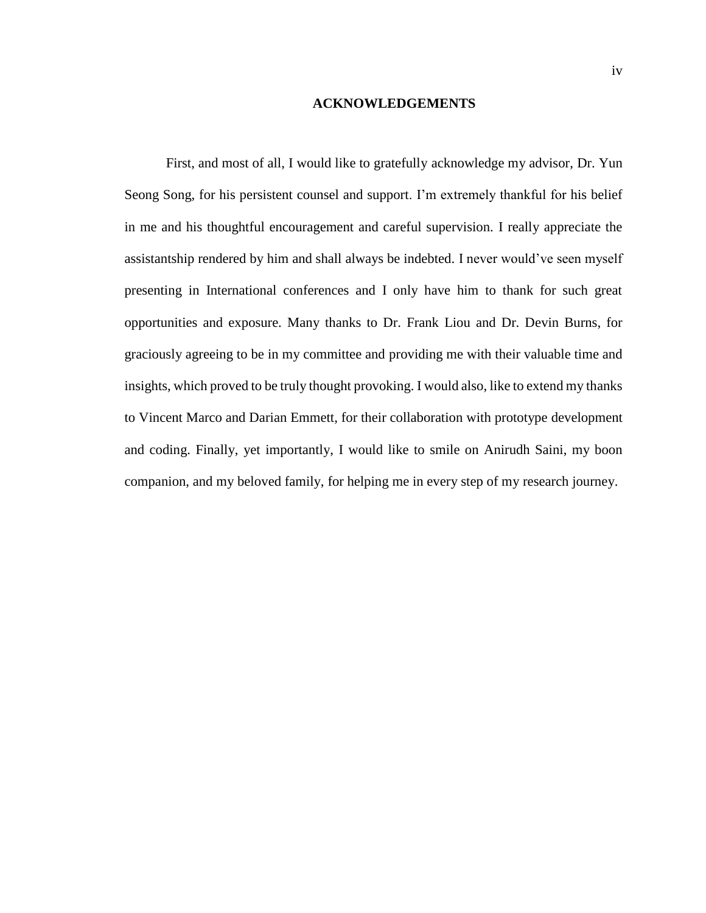## ACKNOWLEDGEMENTS

First, and most of all, I would like to gratefully acknowledge my advisor, Dr. Yun Seong Song, for his persistent counsel and support. I'm extremely thankful for his belief in me and his thoughtful encouragement and careful supervision. I really appreciate the assistantship rendered by him and shall always be indebted. I never would've seen myself presenting in International conferences and I only have him to thank for such great opportunities and exposure. Many thanks to Dr. Frank Liou and Dr. Devin Burns, for graciously agreeing to be in my committee and providing me with their valuable time and insights, which proved to be truly thought provoking. I would also, like to extend my thanks to Vincent Marco and Darian Emmett, for their collaboration with prototype development and coding. Finally, yet importantly, I would like to smile on Anirudh Saini, my boon companion, and my beloved family, for helping me in every step of my research journey.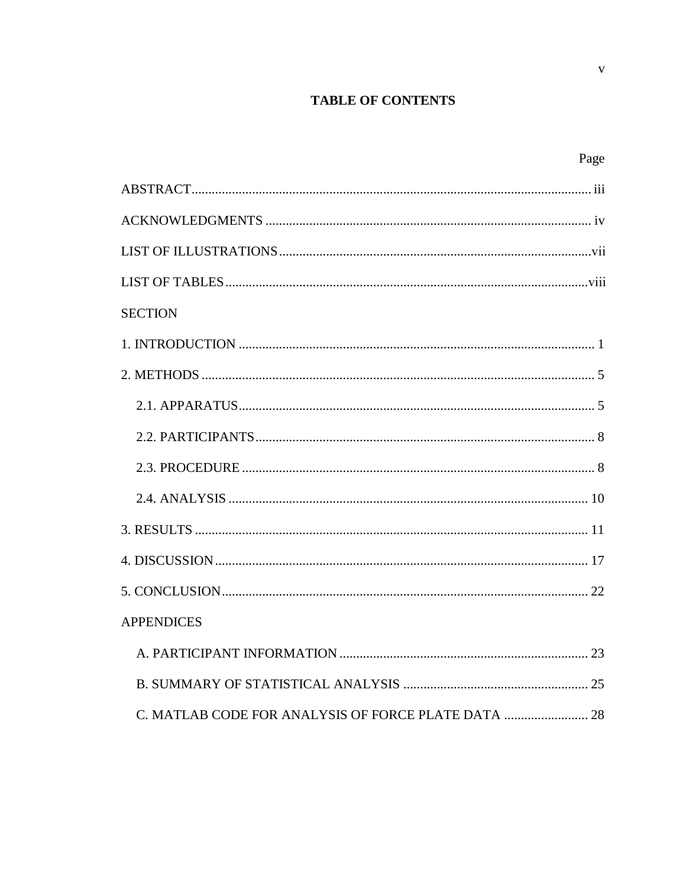# TABLE OF CONTENTS

| | Page |
|---|---|
| ABSTRACT | iii |
| ACKNOWLEDGMENTS | iv |
| LIST OF ILLUSTRATIONS | vii |
| LIST OF TABLES | viii |
| SECTION | |
| 1. INTRODUCTION | 1 |
| 2. METHODS | 5 |
| 2.1. APPARATUS | 5 |
| 2.2. PARTICIPANTS | 8 |
| 2.3. PROCEDURE | 8 |
| 2.4. ANALYSIS | 10 |
| 3. RESULTS | 11 |
| 4. DISCUSSION | 17 |
| 5. CONCLUSION | 22 |
| APPENDICES | |
| A. PARTICIPANT INFORMATION | 23 |
| B. SUMMARY OF STATISTICAL ANALYSIS | 25 |
| C. MATLAB CODE FOR ANALYSIS OF FORCE PLATE DATA | 28 |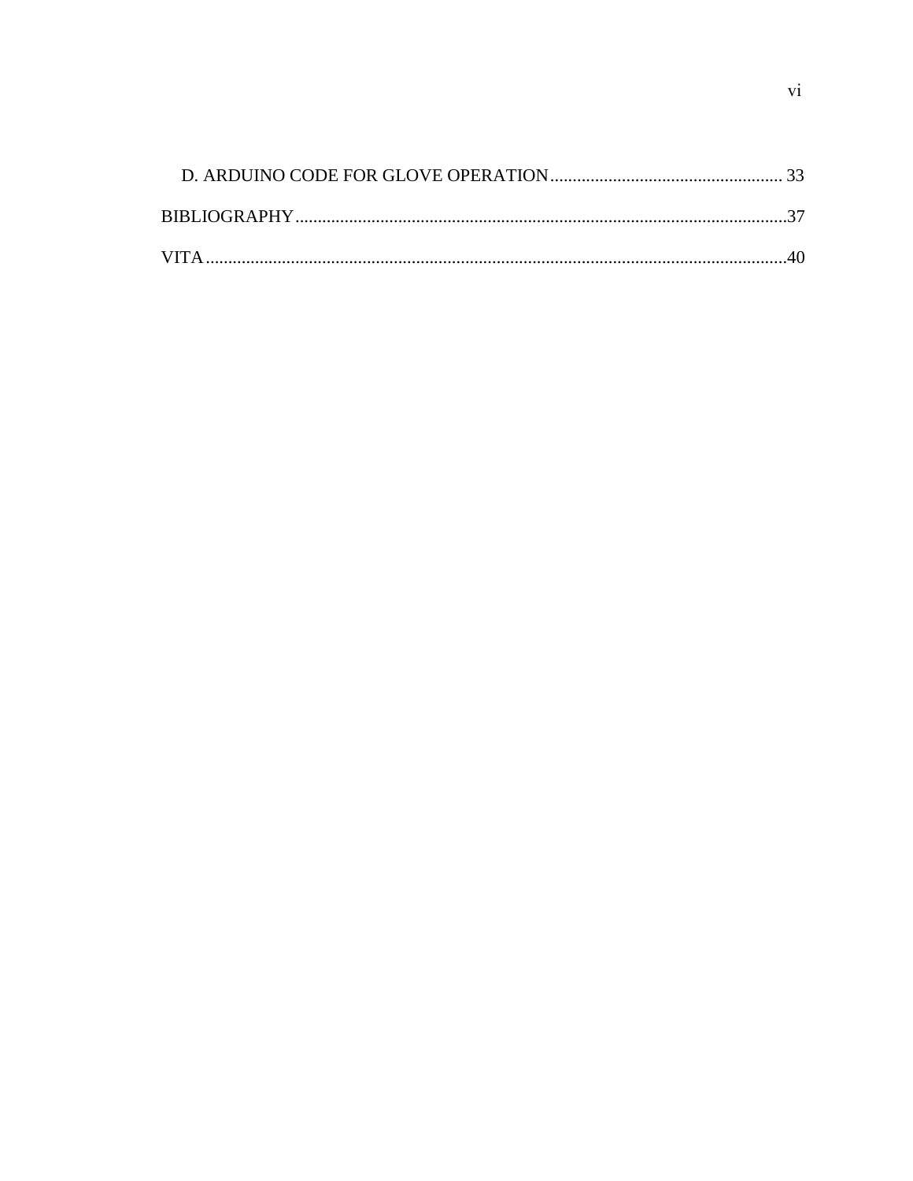D. ARDUINO CODE FOR GLOVE OPERATION.................................................... 33

BIBLIOGRAPHY.............................................................................................................37

VITA.................................................................................................................................40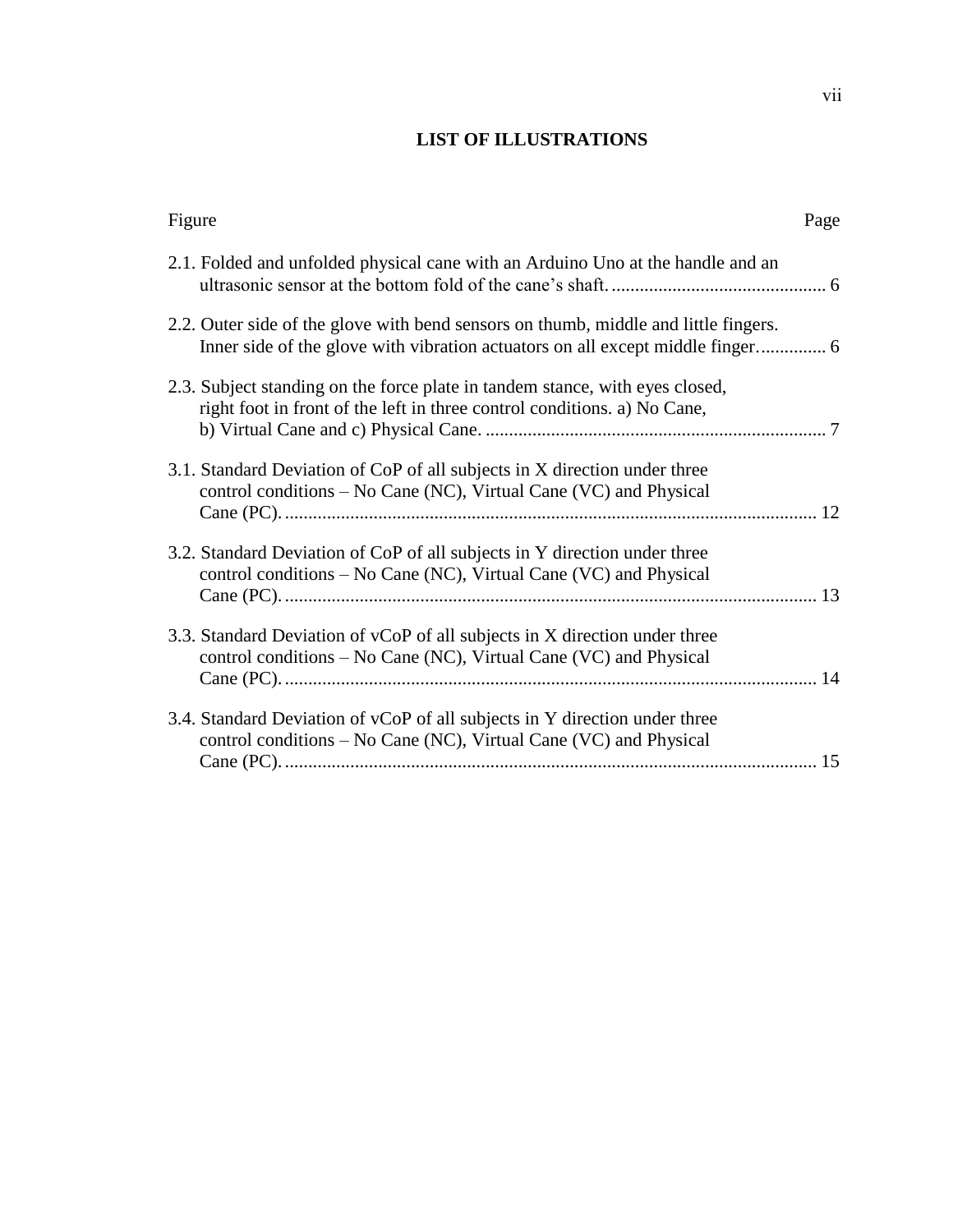## LIST OF ILLUSTRATIONS

| Figure | Page |
|---|---|
| 2.1. Folded and unfolded physical cane with an Arduino Uno at the handle and an ultrasonic sensor at the bottom fold of the cane's shaft. | 6 |
| 2.2. Outer side of the glove with bend sensors on thumb, middle and little fingers. Inner side of the glove with vibration actuators on all except middle finger. | 6 |
| 2.3. Subject standing on the force plate in tandem stance, with eyes closed, right foot in front of the left in three control conditions. a) No Cane, b) Virtual Cane and c) Physical Cane. | 7 |
| 3.1. Standard Deviation of CoP of all subjects in X direction under three control conditions – No Cane (NC), Virtual Cane (VC) and Physical Cane (PC). | 12 |
| 3.2. Standard Deviation of CoP of all subjects in Y direction under three control conditions – No Cane (NC), Virtual Cane (VC) and Physical Cane (PC). | 13 |
| 3.3. Standard Deviation of vCoP of all subjects in X direction under three control conditions – No Cane (NC), Virtual Cane (VC) and Physical Cane (PC). | 14 |
| 3.4. Standard Deviation of vCoP of all subjects in Y direction under three control conditions – No Cane (NC), Virtual Cane (VC) and Physical Cane (PC). | 15 |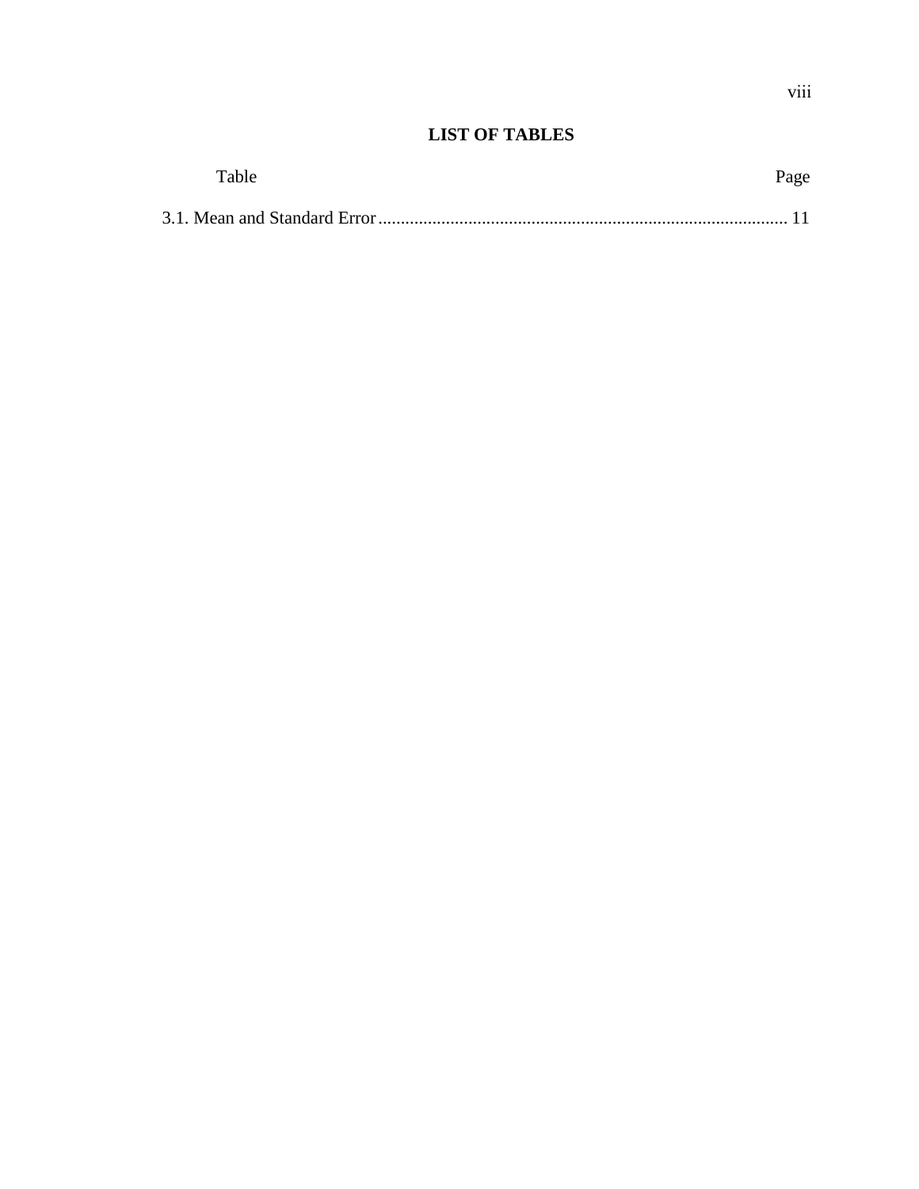## LIST OF TABLES

| Table | Page |
|---|---|
| 3.1. Mean and Standard Error | 11 |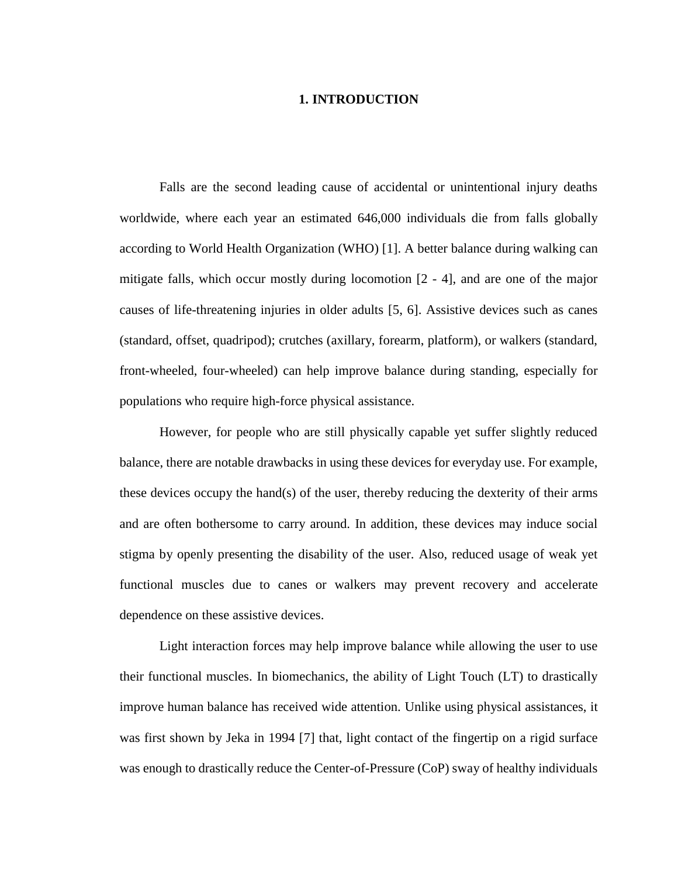# 1. INTRODUCTION

Falls are the second leading cause of accidental or unintentional injury deaths worldwide, where each year an estimated 646,000 individuals die from falls globally according to World Health Organization (WHO) [1]. A better balance during walking can mitigate falls, which occur mostly during locomotion [2 - 4], and are one of the major causes of life-threatening injuries in older adults [5, 6]. Assistive devices such as canes (standard, offset, quadripod); crutches (axillary, forearm, platform), or walkers (standard, front-wheeled, four-wheeled) can help improve balance during standing, especially for populations who require high-force physical assistance.

However, for people who are still physically capable yet suffer slightly reduced balance, there are notable drawbacks in using these devices for everyday use. For example, these devices occupy the hand(s) of the user, thereby reducing the dexterity of their arms and are often bothersome to carry around. In addition, these devices may induce social stigma by openly presenting the disability of the user. Also, reduced usage of weak yet functional muscles due to canes or walkers may prevent recovery and accelerate dependence on these assistive devices.

Light interaction forces may help improve balance while allowing the user to use their functional muscles. In biomechanics, the ability of Light Touch (LT) to drastically improve human balance has received wide attention. Unlike using physical assistances, it was first shown by Jeka in 1994 [7] that, light contact of the fingertip on a rigid surface was enough to drastically reduce the Center-of-Pressure (CoP) sway of healthy individuals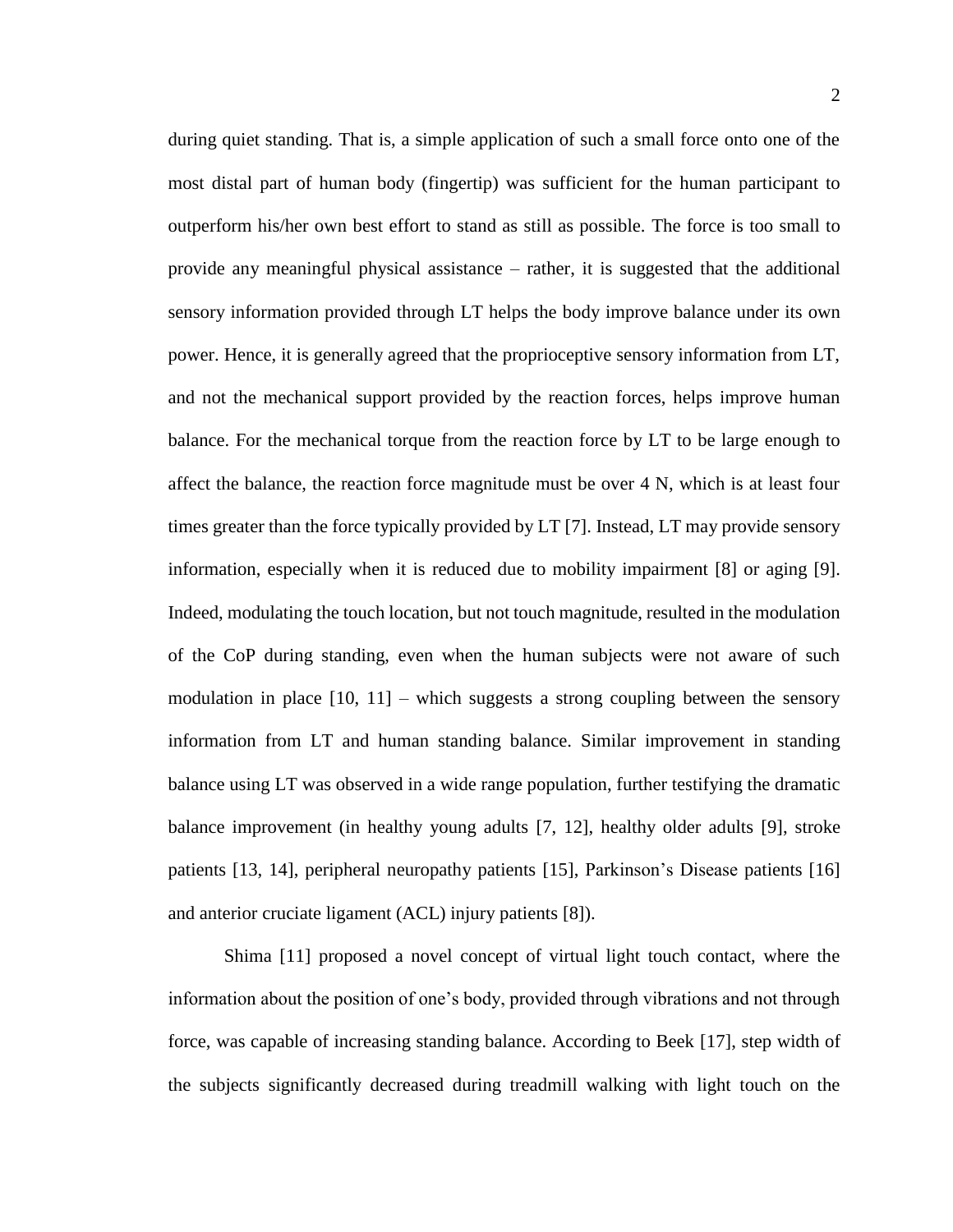during quiet standing. That is, a simple application of such a small force onto one of the most distal part of human body (fingertip) was sufficient for the human participant to outperform his/her own best effort to stand as still as possible. The force is too small to provide any meaningful physical assistance – rather, it is suggested that the additional sensory information provided through LT helps the body improve balance under its own power. Hence, it is generally agreed that the proprioceptive sensory information from LT, and not the mechanical support provided by the reaction forces, helps improve human balance. For the mechanical torque from the reaction force by LT to be large enough to affect the balance, the reaction force magnitude must be over 4 N, which is at least four times greater than the force typically provided by LT [7]. Instead, LT may provide sensory information, especially when it is reduced due to mobility impairment [8] or aging [9]. Indeed, modulating the touch location, but not touch magnitude, resulted in the modulation of the CoP during standing, even when the human subjects were not aware of such modulation in place [10, 11] – which suggests a strong coupling between the sensory information from LT and human standing balance. Similar improvement in standing balance using LT was observed in a wide range population, further testifying the dramatic balance improvement (in healthy young adults [7, 12], healthy older adults [9], stroke patients [13, 14], peripheral neuropathy patients [15], Parkinson's Disease patients [16] and anterior cruciate ligament (ACL) injury patients [8]).

Shima [11] proposed a novel concept of virtual light touch contact, where the information about the position of one's body, provided through vibrations and not through force, was capable of increasing standing balance. According to Beek [17], step width of the subjects significantly decreased during treadmill walking with light touch on the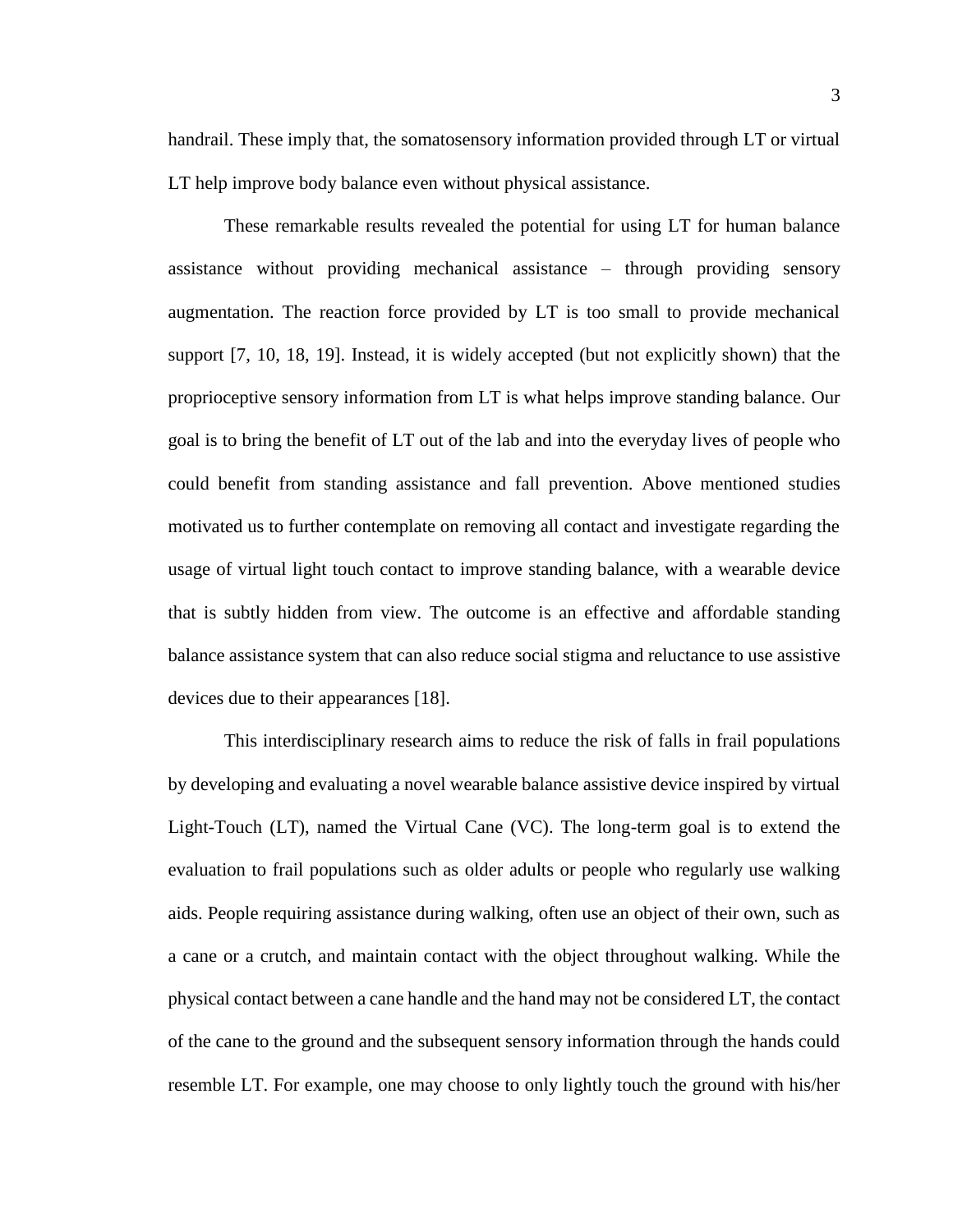handrail. These imply that, the somatosensory information provided through LT or virtual LT help improve body balance even without physical assistance.

These remarkable results revealed the potential for using LT for human balance assistance without providing mechanical assistance – through providing sensory augmentation. The reaction force provided by LT is too small to provide mechanical support [7, 10, 18, 19]. Instead, it is widely accepted (but not explicitly shown) that the proprioceptive sensory information from LT is what helps improve standing balance. Our goal is to bring the benefit of LT out of the lab and into the everyday lives of people who could benefit from standing assistance and fall prevention. Above mentioned studies motivated us to further contemplate on removing all contact and investigate regarding the usage of virtual light touch contact to improve standing balance, with a wearable device that is subtly hidden from view. The outcome is an effective and affordable standing balance assistance system that can also reduce social stigma and reluctance to use assistive devices due to their appearances [18].

This interdisciplinary research aims to reduce the risk of falls in frail populations by developing and evaluating a novel wearable balance assistive device inspired by virtual Light-Touch (LT), named the Virtual Cane (VC). The long-term goal is to extend the evaluation to frail populations such as older adults or people who regularly use walking aids. People requiring assistance during walking, often use an object of their own, such as a cane or a crutch, and maintain contact with the object throughout walking. While the physical contact between a cane handle and the hand may not be considered LT, the contact of the cane to the ground and the subsequent sensory information through the hands could resemble LT. For example, one may choose to only lightly touch the ground with his/her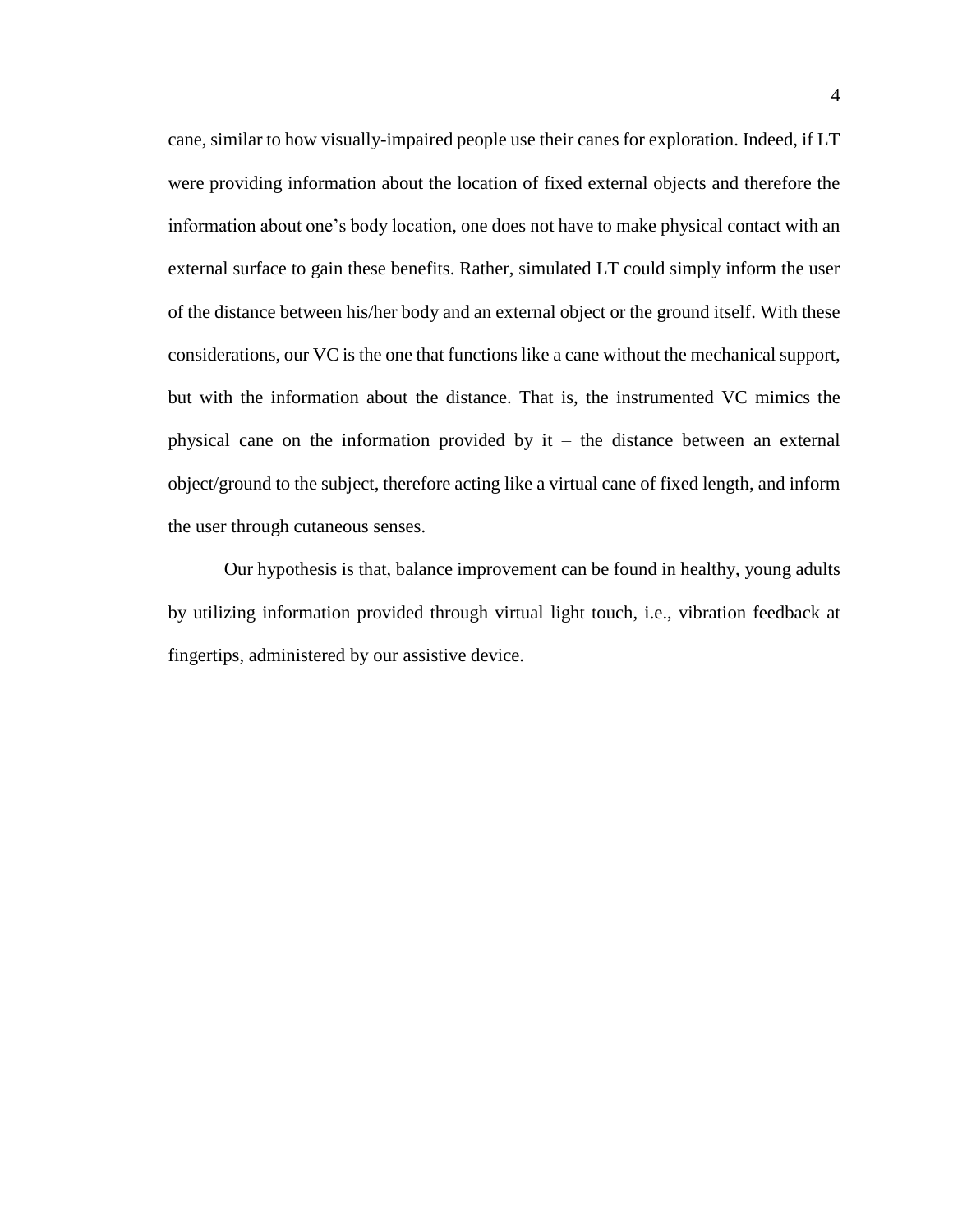cane, similar to how visually-impaired people use their canes for exploration. Indeed, if LT were providing information about the location of fixed external objects and therefore the information about one's body location, one does not have to make physical contact with an external surface to gain these benefits. Rather, simulated LT could simply inform the user of the distance between his/her body and an external object or the ground itself. With these considerations, our VC is the one that functions like a cane without the mechanical support, but with the information about the distance. That is, the instrumented VC mimics the physical cane on the information provided by it – the distance between an external object/ground to the subject, therefore acting like a virtual cane of fixed length, and inform the user through cutaneous senses.

Our hypothesis is that, balance improvement can be found in healthy, young adults by utilizing information provided through virtual light touch, i.e., vibration feedback at fingertips, administered by our assistive device.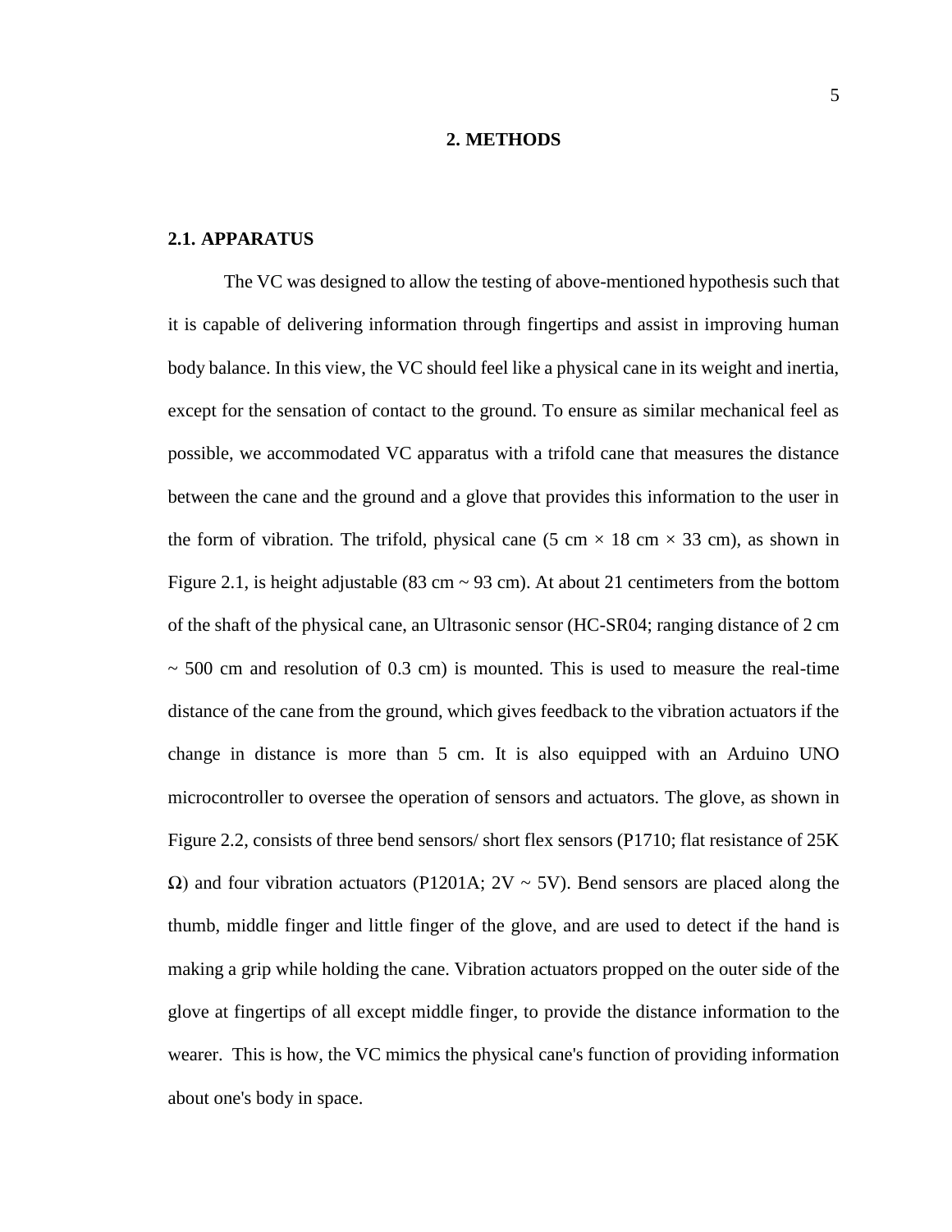# 2. METHODS

## 2.1. APPARATUS

The VC was designed to allow the testing of above-mentioned hypothesis such that it is capable of delivering information through fingertips and assist in improving human body balance. In this view, the VC should feel like a physical cane in its weight and inertia, except for the sensation of contact to the ground. To ensure as similar mechanical feel as possible, we accommodated VC apparatus with a trifold cane that measures the distance between the cane and the ground and a glove that provides this information to the user in the form of vibration. The trifold, physical cane (5 cm × 18 cm × 33 cm), as shown in Figure 2.1, is height adjustable (83 cm ~ 93 cm). At about 21 centimeters from the bottom of the shaft of the physical cane, an Ultrasonic sensor (HC-SR04; ranging distance of 2 cm ~ 500 cm and resolution of 0.3 cm) is mounted. This is used to measure the real-time distance of the cane from the ground, which gives feedback to the vibration actuators if the change in distance is more than 5 cm. It is also equipped with an Arduino UNO microcontroller to oversee the operation of sensors and actuators. The glove, as shown in Figure 2.2, consists of three bend sensors/ short flex sensors (P1710; flat resistance of 25K Ω) and four vibration actuators (P1201A; 2V ~ 5V). Bend sensors are placed along the thumb, middle finger and little finger of the glove, and are used to detect if the hand is making a grip while holding the cane. Vibration actuators propped on the outer side of the glove at fingertips of all except middle finger, to provide the distance information to the wearer. This is how, the VC mimics the physical cane's function of providing information about one's body in space.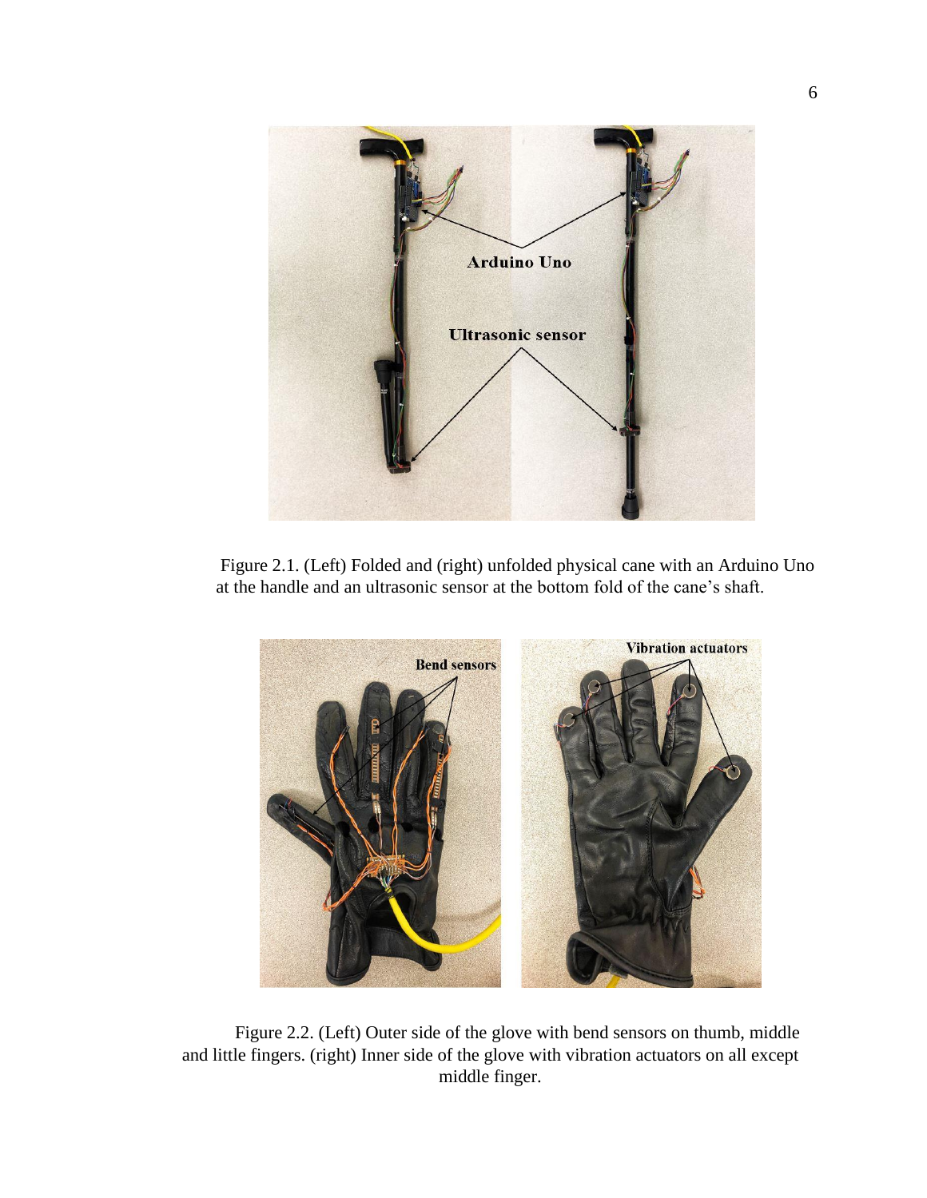Figure 2.1. (Left) Folded and (right) unfolded physical cane with an Arduino Uno at the handle and an ultrasonic sensor at the bottom fold of the cane's shaft.

Figure 2.2. (Left) Outer side of the glove with bend sensors on thumb, middle and little fingers. (right) Inner side of the glove with vibration actuators on all except middle finger.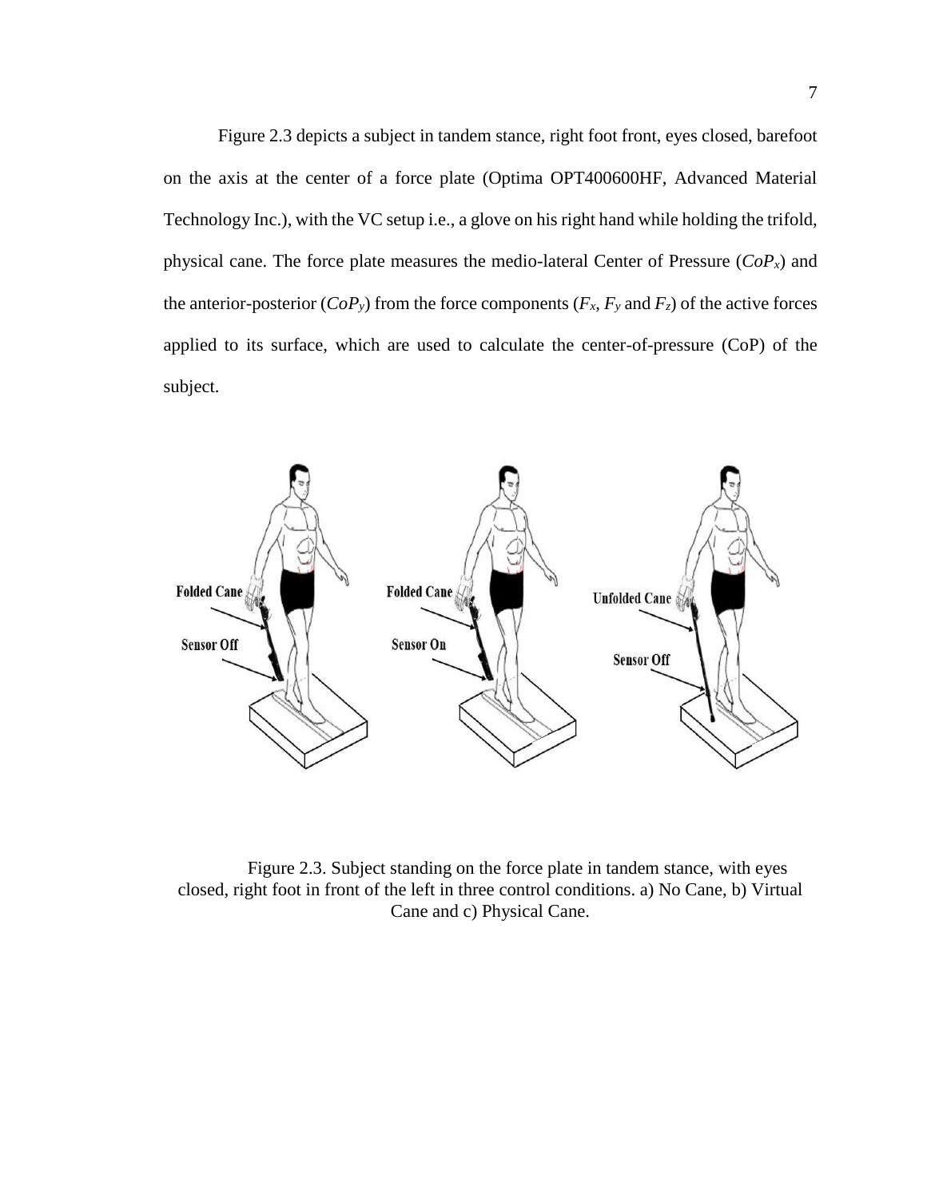Figure 2.3 depicts a subject in tandem stance, right foot front, eyes closed, barefoot on the axis at the center of a force plate (Optima OPT400600HF, Advanced Material Technology Inc.), with the VC setup i.e., a glove on his right hand while holding the trifold, physical cane. The force plate measures the medio-lateral Center of Pressure ($CoP_x$) and the anterior-posterior ($CoP_y$) from the force components ($F_x$, $F_y$ and $F_z$) of the active forces applied to its surface, which are used to calculate the center-of-pressure (CoP) of the subject.

Figure 2.3. Subject standing on the force plate in tandem stance, with eyes closed, right foot in front of the left in three control conditions. a) No Cane, b) Virtual Cane and c) Physical Cane.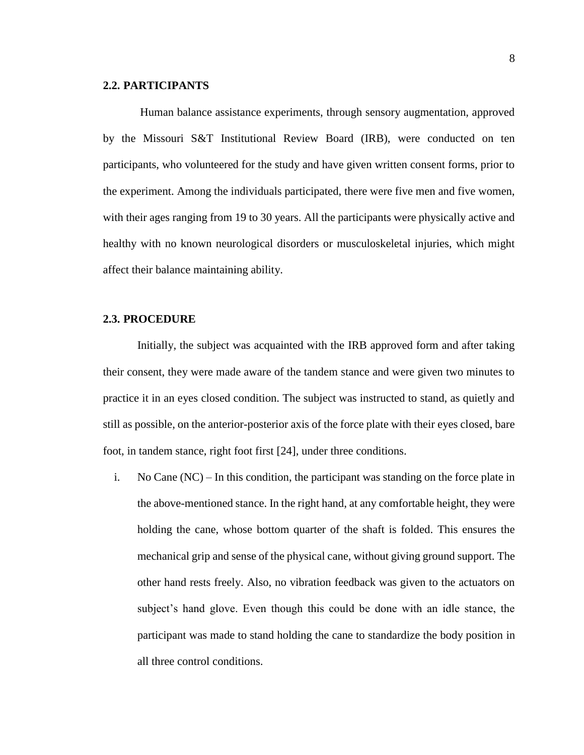### 2.2. PARTICIPANTS

Human balance assistance experiments, through sensory augmentation, approved by the Missouri S&T Institutional Review Board (IRB), were conducted on ten participants, who volunteered for the study and have given written consent forms, prior to the experiment. Among the individuals participated, there were five men and five women, with their ages ranging from 19 to 30 years. All the participants were physically active and healthy with no known neurological disorders or musculoskeletal injuries, which might affect their balance maintaining ability.

### 2.3. PROCEDURE

Initially, the subject was acquainted with the IRB approved form and after taking their consent, they were made aware of the tandem stance and were given two minutes to practice it in an eyes closed condition. The subject was instructed to stand, as quietly and still as possible, on the anterior-posterior axis of the force plate with their eyes closed, bare foot, in tandem stance, right foot first [24], under three conditions.

i. No Cane (NC) – In this condition, the participant was standing on the force plate in the above-mentioned stance. In the right hand, at any comfortable height, they were holding the cane, whose bottom quarter of the shaft is folded. This ensures the mechanical grip and sense of the physical cane, without giving ground support. The other hand rests freely. Also, no vibration feedback was given to the actuators on subject's hand glove. Even though this could be done with an idle stance, the participant was made to stand holding the cane to standardize the body position in all three control conditions.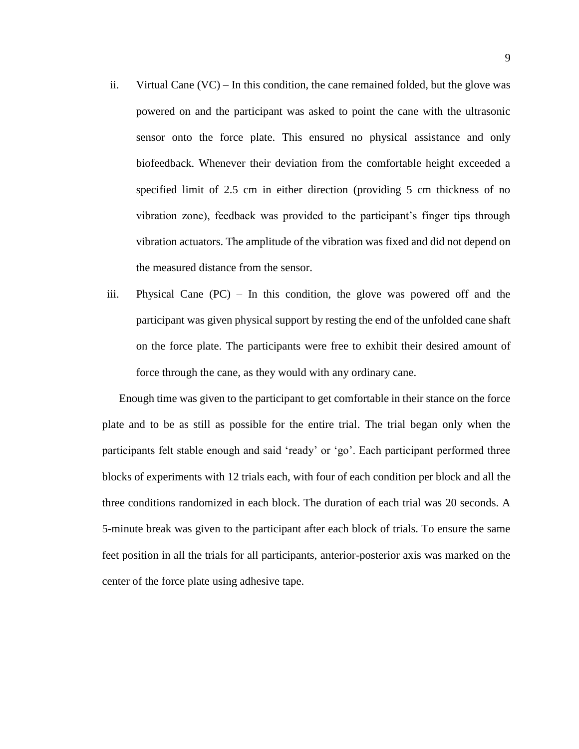ii. Virtual Cane (VC) – In this condition, the cane remained folded, but the glove was powered on and the participant was asked to point the cane with the ultrasonic sensor onto the force plate. This ensured no physical assistance and only biofeedback. Whenever their deviation from the comfortable height exceeded a specified limit of 2.5 cm in either direction (providing 5 cm thickness of no vibration zone), feedback was provided to the participant's finger tips through vibration actuators. The amplitude of the vibration was fixed and did not depend on the measured distance from the sensor.

iii. Physical Cane (PC) – In this condition, the glove was powered off and the participant was given physical support by resting the end of the unfolded cane shaft on the force plate. The participants were free to exhibit their desired amount of force through the cane, as they would with any ordinary cane.

Enough time was given to the participant to get comfortable in their stance on the force plate and to be as still as possible for the entire trial. The trial began only when the participants felt stable enough and said 'ready' or 'go'. Each participant performed three blocks of experiments with 12 trials each, with four of each condition per block and all the three conditions randomized in each block. The duration of each trial was 20 seconds. A 5-minute break was given to the participant after each block of trials. To ensure the same feet position in all the trials for all participants, anterior-posterior axis was marked on the center of the force plate using adhesive tape.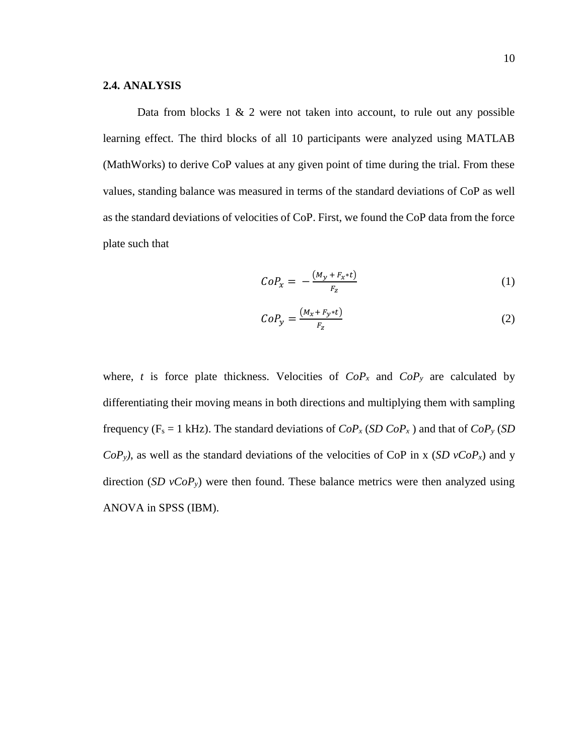### 2.4. ANALYSIS

Data from blocks 1 & 2 were not taken into account, to rule out any possible learning effect. The third blocks of all 10 participants were analyzed using MATLAB (MathWorks) to derive CoP values at any given point of time during the trial. From these values, standing balance was measured in terms of the standard deviations of CoP as well as the standard deviations of velocities of CoP. First, we found the CoP data from the force plate such that

$$CoP_x = -\frac{(M_y + F_x * t)}{F_z} \tag{1}$$

$$CoP_y = \frac{(M_x + F_y * t)}{F_z} \tag{2}$$

where, $t$ is force plate thickness. Velocities of $CoP_x$ and $CoP_y$ are calculated by differentiating their moving means in both directions and multiplying them with sampling frequency ($F_s = 1$ kHz). The standard deviations of $CoP_x$ (*SD* $CoP_x$) and that of $CoP_y$ (*SD* $CoP_y$), as well as the standard deviations of the velocities of CoP in x (*SD* $vCoP_x$) and y direction (*SD* $vCoP_y$) were then found. These balance metrics were then analyzed using ANOVA in SPSS (IBM).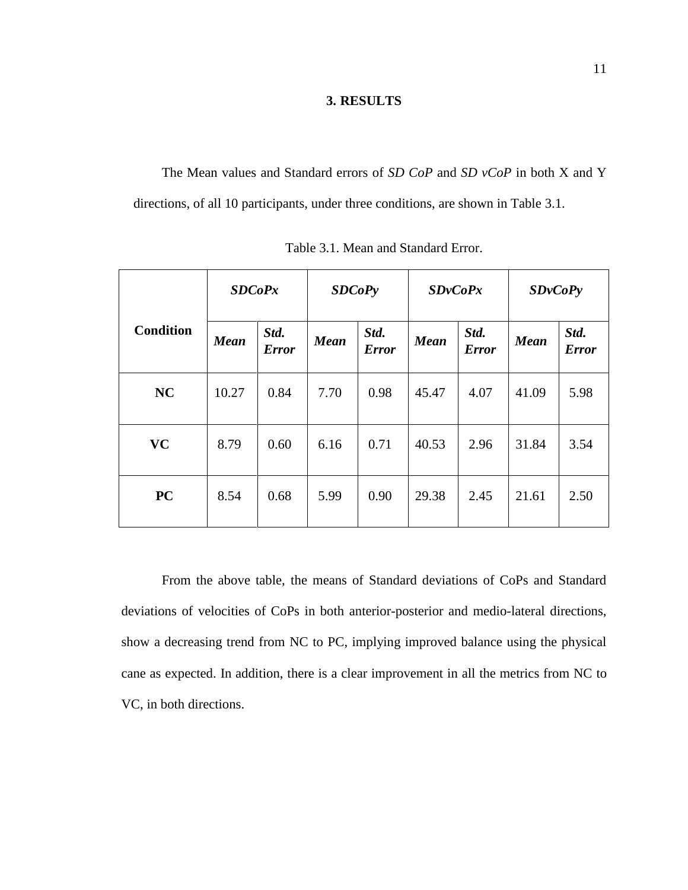# 3. RESULTS

The Mean values and Standard errors of *SD CoP* and *SD vCoP* in both X and Y directions, of all 10 participants, under three conditions, are shown in Table 3.1.

Table 3.1. Mean and Standard Error.

| Condition | ***SDCoPx*** | | ***SDCoPy*** | | ***SDvCoPx*** | | ***SDvCoPy*** | |
|---|---|---|---|---|---|---|---|---|
| | ***Mean*** | ***Std. Error*** | ***Mean*** | ***Std. Error*** | ***Mean*** | ***Std. Error*** | ***Mean*** | ***Std. Error*** |
| **NC** | 10.27 | 0.84 | 7.70 | 0.98 | 45.47 | 4.07 | 41.09 | 5.98 |
| **VC** | 8.79 | 0.60 | 6.16 | 0.71 | 40.53 | 2.96 | 31.84 | 3.54 |
| **PC** | 8.54 | 0.68 | 5.99 | 0.90 | 29.38 | 2.45 | 21.61 | 2.50 |

From the above table, the means of Standard deviations of CoPs and Standard deviations of velocities of CoPs in both anterior-posterior and medio-lateral directions, show a decreasing trend from NC to PC, implying improved balance using the physical cane as expected. In addition, there is a clear improvement in all the metrics from NC to VC, in both directions.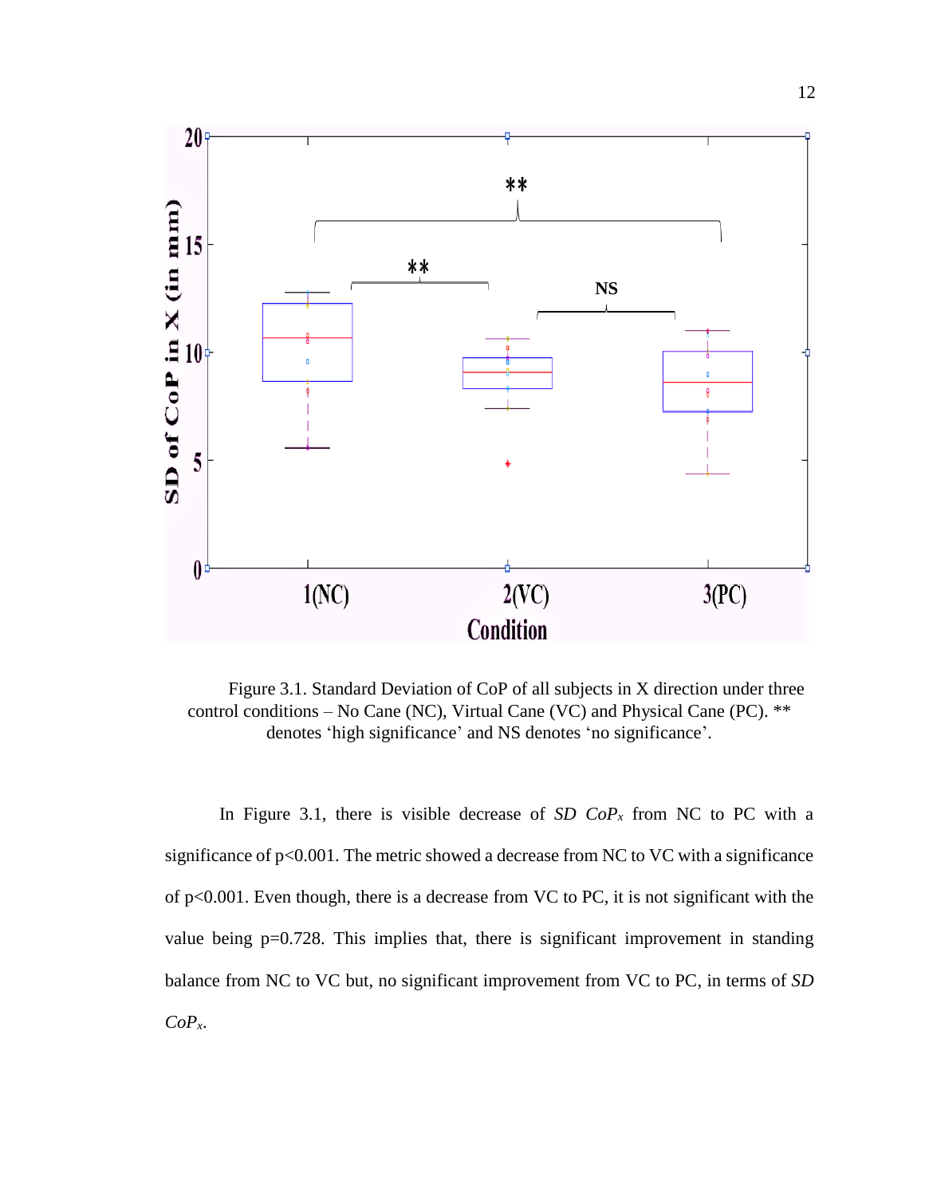Figure 3.1. Standard Deviation of CoP of all subjects in X direction under three control conditions – No Cane (NC), Virtual Cane (VC) and Physical Cane (PC). ** denotes 'high significance' and NS denotes 'no significance'.

In Figure 3.1, there is visible decrease of *SD* $CoP_x$ from NC to PC with a significance of $p<0.001$. The metric showed a decrease from NC to VC with a significance of $p<0.001$. Even though, there is a decrease from VC to PC, it is not significant with the value being $p=0.728$. This implies that, there is significant improvement in standing balance from NC to VC but, no significant improvement from VC to PC, in terms of *SD* $CoP_x$.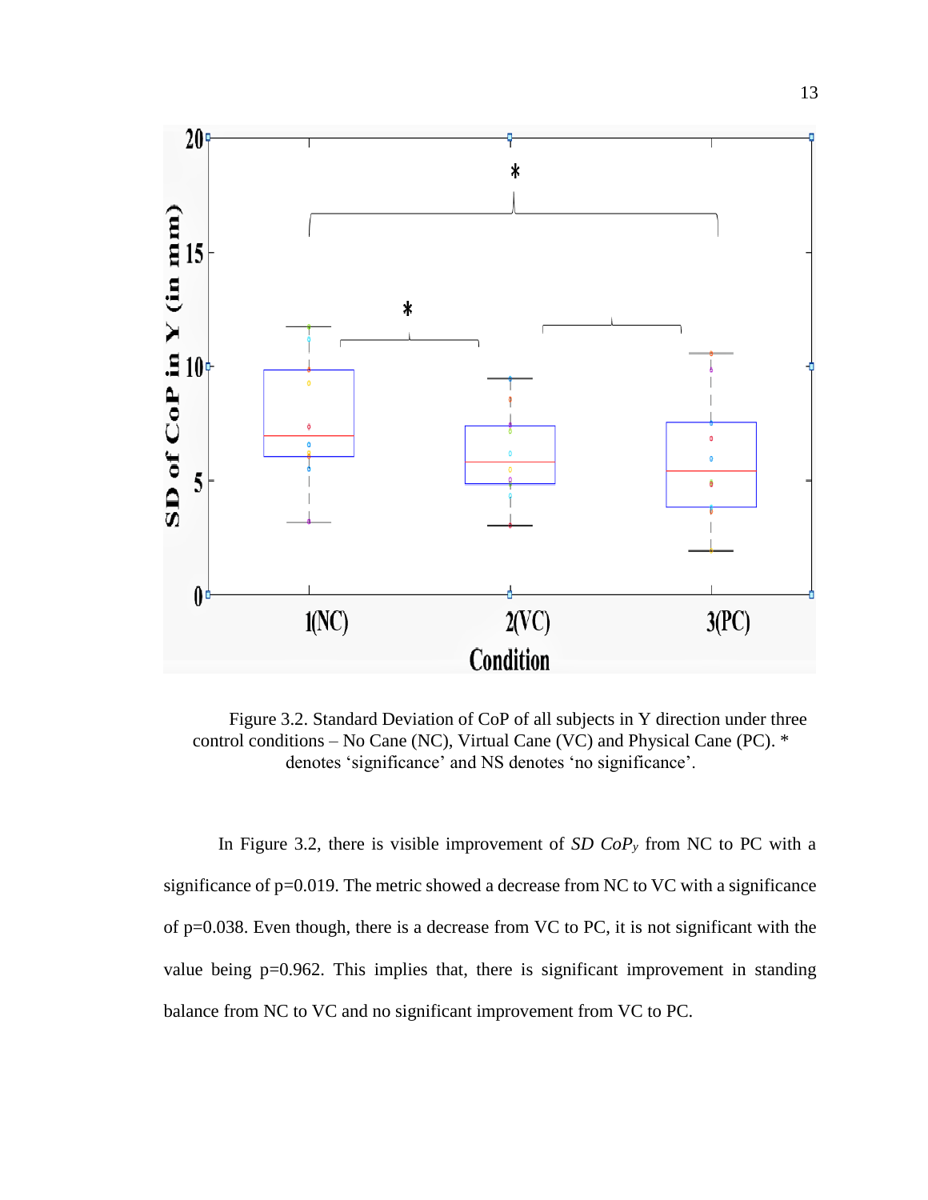Figure 3.2. Standard Deviation of CoP of all subjects in Y direction under three control conditions – No Cane (NC), Virtual Cane (VC) and Physical Cane (PC). * denotes 'significance' and NS denotes 'no significance'.

In Figure 3.2, there is visible improvement of *SD* $CoP_y$ from NC to PC with a significance of p=0.019. The metric showed a decrease from NC to VC with a significance of p=0.038. Even though, there is a decrease from VC to PC, it is not significant with the value being p=0.962. This implies that, there is significant improvement in standing balance from NC to VC and no significant improvement from VC to PC.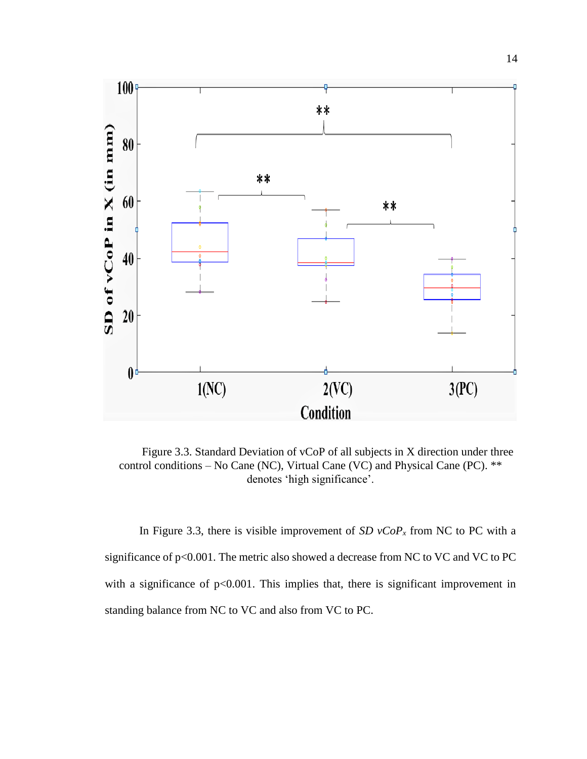Figure 3.3. Standard Deviation of vCoP of all subjects in X direction under three control conditions – No Cane (NC), Virtual Cane (VC) and Physical Cane (PC). ** denotes 'high significance'.

In Figure 3.3, there is visible improvement of *SD* $vCoP_x$ from NC to PC with a significance of $p<0.001$. The metric also showed a decrease from NC to VC and VC to PC with a significance of $p<0.001$. This implies that, there is significant improvement in standing balance from NC to VC and also from VC to PC.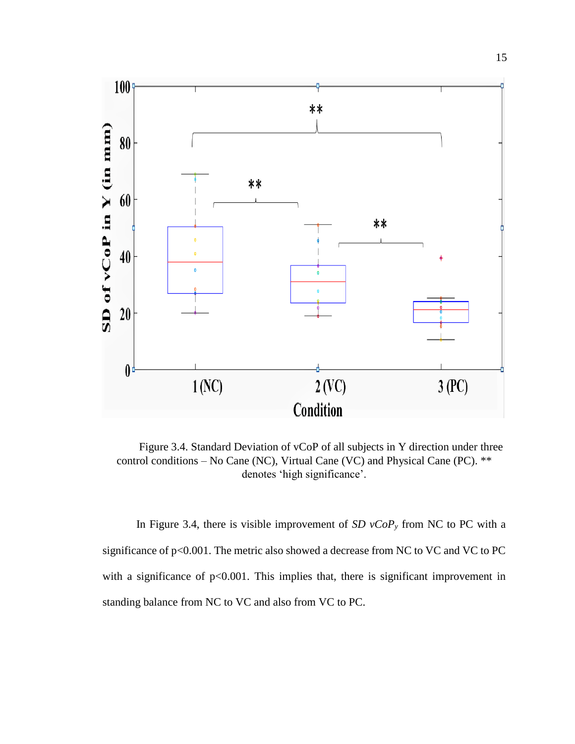Figure 3.4. Standard Deviation of vCoP of all subjects in Y direction under three control conditions – No Cane (NC), Virtual Cane (VC) and Physical Cane (PC). ** denotes 'high significance'.

In Figure 3.4, there is visible improvement of *SD* $vCoP_y$ from NC to PC with a significance of $p<0.001$. The metric also showed a decrease from NC to VC and VC to PC with a significance of $p<0.001$. This implies that, there is significant improvement in standing balance from NC to VC and also from VC to PC.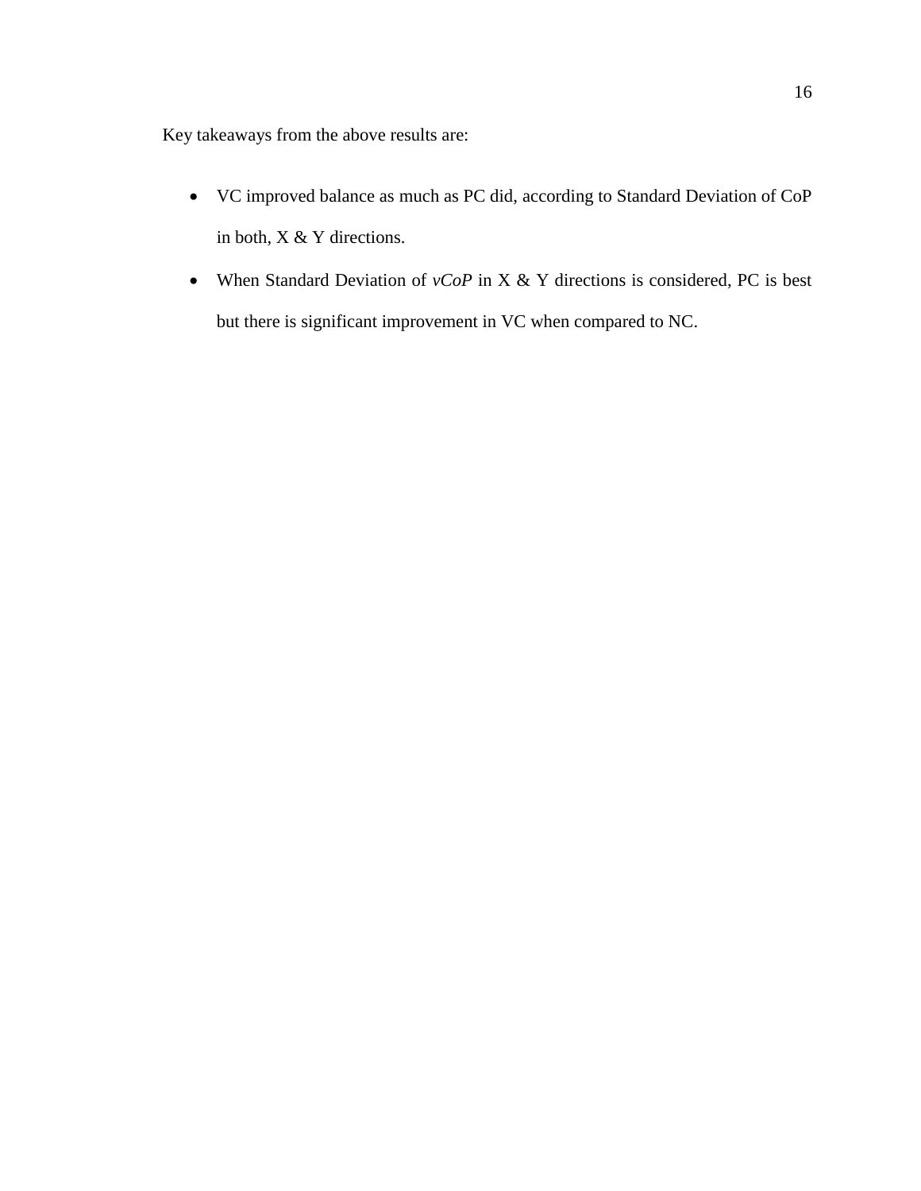Key takeaways from the above results are:

- VC improved balance as much as PC did, according to Standard Deviation of CoP in both, X & Y directions.
- When Standard Deviation of *vCoP* in X & Y directions is considered, PC is best but there is significant improvement in VC when compared to NC.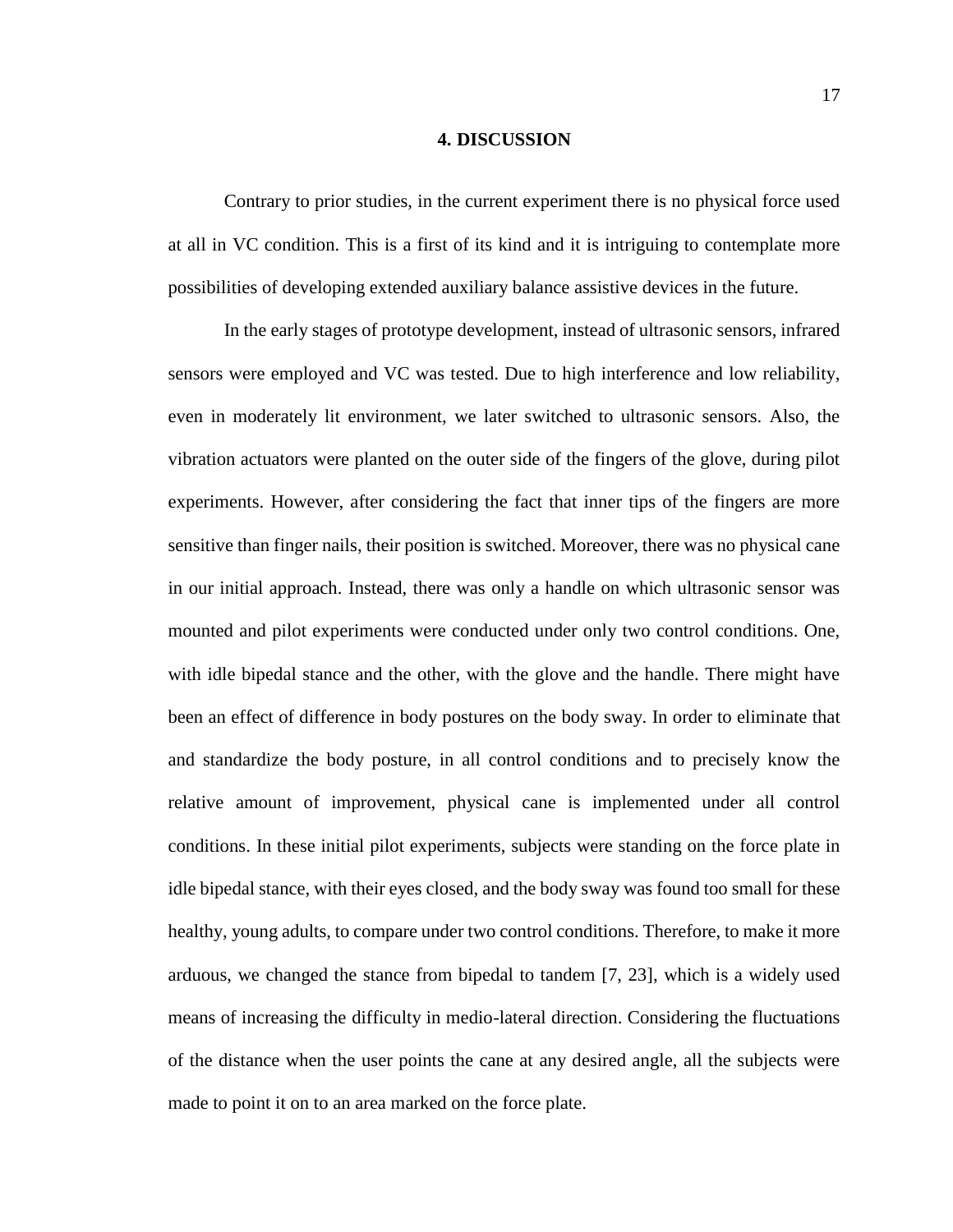# 4. DISCUSSION

Contrary to prior studies, in the current experiment there is no physical force used at all in VC condition. This is a first of its kind and it is intriguing to contemplate more possibilities of developing extended auxiliary balance assistive devices in the future.

In the early stages of prototype development, instead of ultrasonic sensors, infrared sensors were employed and VC was tested. Due to high interference and low reliability, even in moderately lit environment, we later switched to ultrasonic sensors. Also, the vibration actuators were planted on the outer side of the fingers of the glove, during pilot experiments. However, after considering the fact that inner tips of the fingers are more sensitive than finger nails, their position is switched. Moreover, there was no physical cane in our initial approach. Instead, there was only a handle on which ultrasonic sensor was mounted and pilot experiments were conducted under only two control conditions. One, with idle bipedal stance and the other, with the glove and the handle. There might have been an effect of difference in body postures on the body sway. In order to eliminate that and standardize the body posture, in all control conditions and to precisely know the relative amount of improvement, physical cane is implemented under all control conditions. In these initial pilot experiments, subjects were standing on the force plate in idle bipedal stance, with their eyes closed, and the body sway was found too small for these healthy, young adults, to compare under two control conditions. Therefore, to make it more arduous, we changed the stance from bipedal to tandem [7, 23], which is a widely used means of increasing the difficulty in medio-lateral direction. Considering the fluctuations of the distance when the user points the cane at any desired angle, all the subjects were made to point it on to an area marked on the force plate.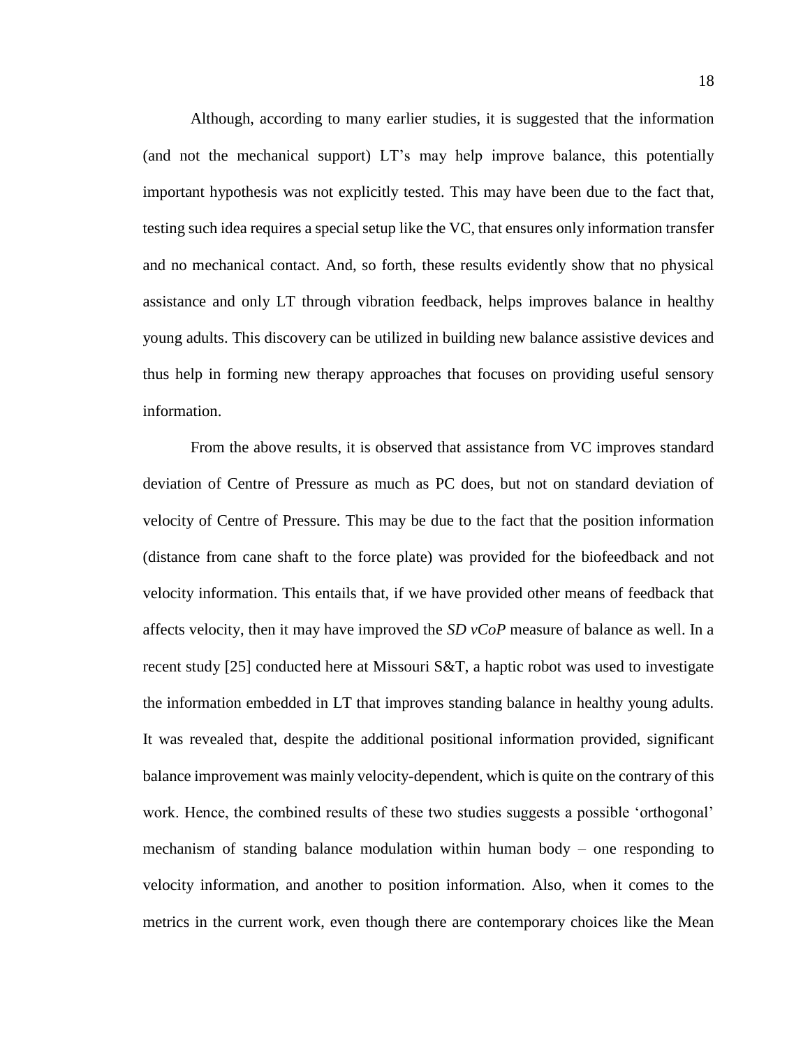Although, according to many earlier studies, it is suggested that the information (and not the mechanical support) LT's may help improve balance, this potentially important hypothesis was not explicitly tested. This may have been due to the fact that, testing such idea requires a special setup like the VC, that ensures only information transfer and no mechanical contact. And, so forth, these results evidently show that no physical assistance and only LT through vibration feedback, helps improves balance in healthy young adults. This discovery can be utilized in building new balance assistive devices and thus help in forming new therapy approaches that focuses on providing useful sensory information.

From the above results, it is observed that assistance from VC improves standard deviation of Centre of Pressure as much as PC does, but not on standard deviation of velocity of Centre of Pressure. This may be due to the fact that the position information (distance from cane shaft to the force plate) was provided for the biofeedback and not velocity information. This entails that, if we have provided other means of feedback that affects velocity, then it may have improved the *SD vCoP* measure of balance as well. In a recent study [25] conducted here at Missouri S&T, a haptic robot was used to investigate the information embedded in LT that improves standing balance in healthy young adults. It was revealed that, despite the additional positional information provided, significant balance improvement was mainly velocity-dependent, which is quite on the contrary of this work. Hence, the combined results of these two studies suggests a possible 'orthogonal' mechanism of standing balance modulation within human body – one responding to velocity information, and another to position information. Also, when it comes to the metrics in the current work, even though there are contemporary choices like the Mean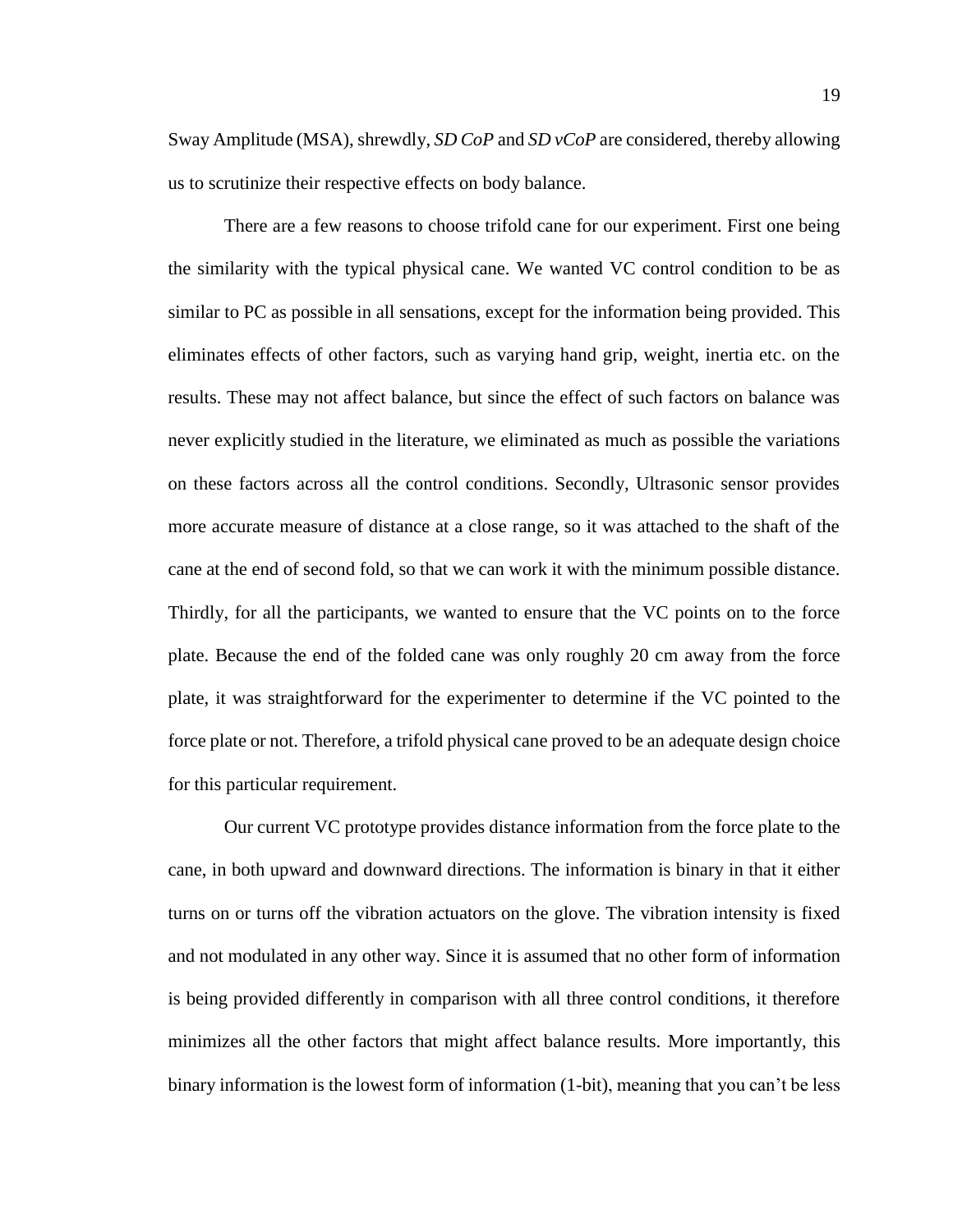Sway Amplitude (MSA), shrewdly, *SD CoP* and *SD vCoP* are considered, thereby allowing us to scrutinize their respective effects on body balance.

There are a few reasons to choose trifold cane for our experiment. First one being the similarity with the typical physical cane. We wanted VC control condition to be as similar to PC as possible in all sensations, except for the information being provided. This eliminates effects of other factors, such as varying hand grip, weight, inertia etc. on the results. These may not affect balance, but since the effect of such factors on balance was never explicitly studied in the literature, we eliminated as much as possible the variations on these factors across all the control conditions. Secondly, Ultrasonic sensor provides more accurate measure of distance at a close range, so it was attached to the shaft of the cane at the end of second fold, so that we can work it with the minimum possible distance. Thirdly, for all the participants, we wanted to ensure that the VC points on to the force plate. Because the end of the folded cane was only roughly 20 cm away from the force plate, it was straightforward for the experimenter to determine if the VC pointed to the force plate or not. Therefore, a trifold physical cane proved to be an adequate design choice for this particular requirement.

Our current VC prototype provides distance information from the force plate to the cane, in both upward and downward directions. The information is binary in that it either turns on or turns off the vibration actuators on the glove. The vibration intensity is fixed and not modulated in any other way. Since it is assumed that no other form of information is being provided differently in comparison with all three control conditions, it therefore minimizes all the other factors that might affect balance results. More importantly, this binary information is the lowest form of information (1-bit), meaning that you can't be less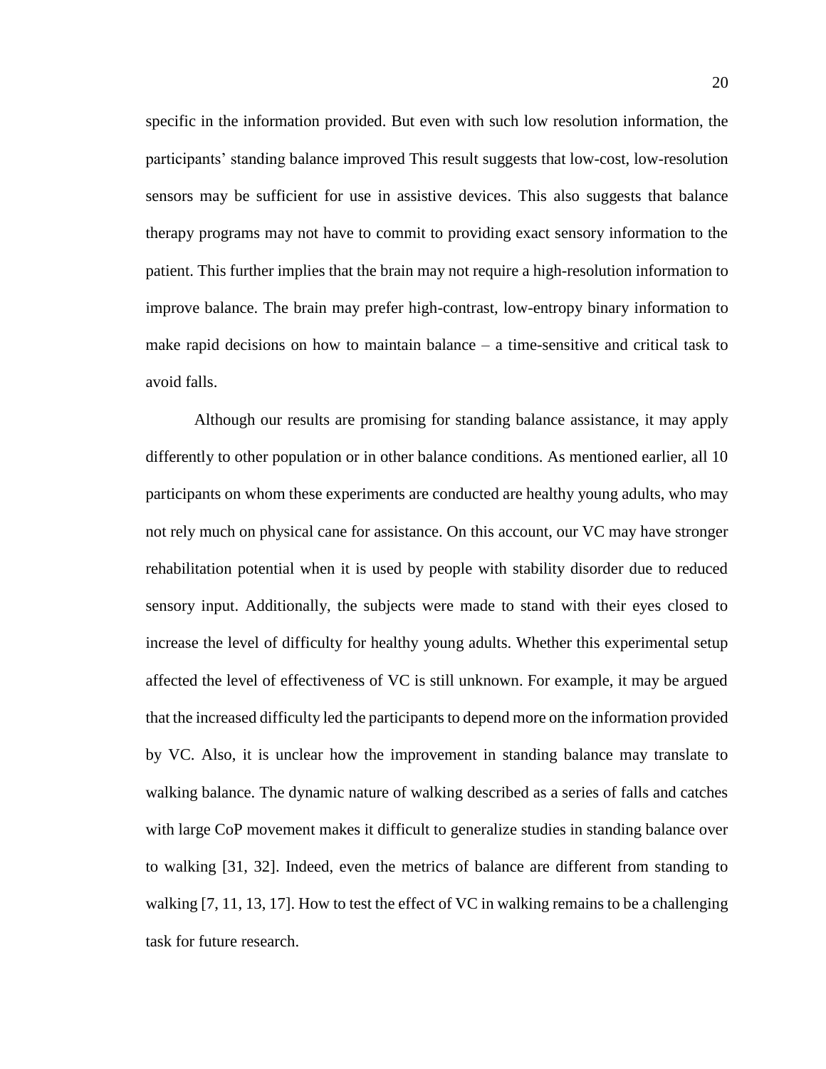specific in the information provided. But even with such low resolution information, the participants' standing balance improved This result suggests that low-cost, low-resolution sensors may be sufficient for use in assistive devices. This also suggests that balance therapy programs may not have to commit to providing exact sensory information to the patient. This further implies that the brain may not require a high-resolution information to improve balance. The brain may prefer high-contrast, low-entropy binary information to make rapid decisions on how to maintain balance – a time-sensitive and critical task to avoid falls.

Although our results are promising for standing balance assistance, it may apply differently to other population or in other balance conditions. As mentioned earlier, all 10 participants on whom these experiments are conducted are healthy young adults, who may not rely much on physical cane for assistance. On this account, our VC may have stronger rehabilitation potential when it is used by people with stability disorder due to reduced sensory input. Additionally, the subjects were made to stand with their eyes closed to increase the level of difficulty for healthy young adults. Whether this experimental setup affected the level of effectiveness of VC is still unknown. For example, it may be argued that the increased difficulty led the participants to depend more on the information provided by VC. Also, it is unclear how the improvement in standing balance may translate to walking balance. The dynamic nature of walking described as a series of falls and catches with large CoP movement makes it difficult to generalize studies in standing balance over to walking [31, 32]. Indeed, even the metrics of balance are different from standing to walking [7, 11, 13, 17]. How to test the effect of VC in walking remains to be a challenging task for future research.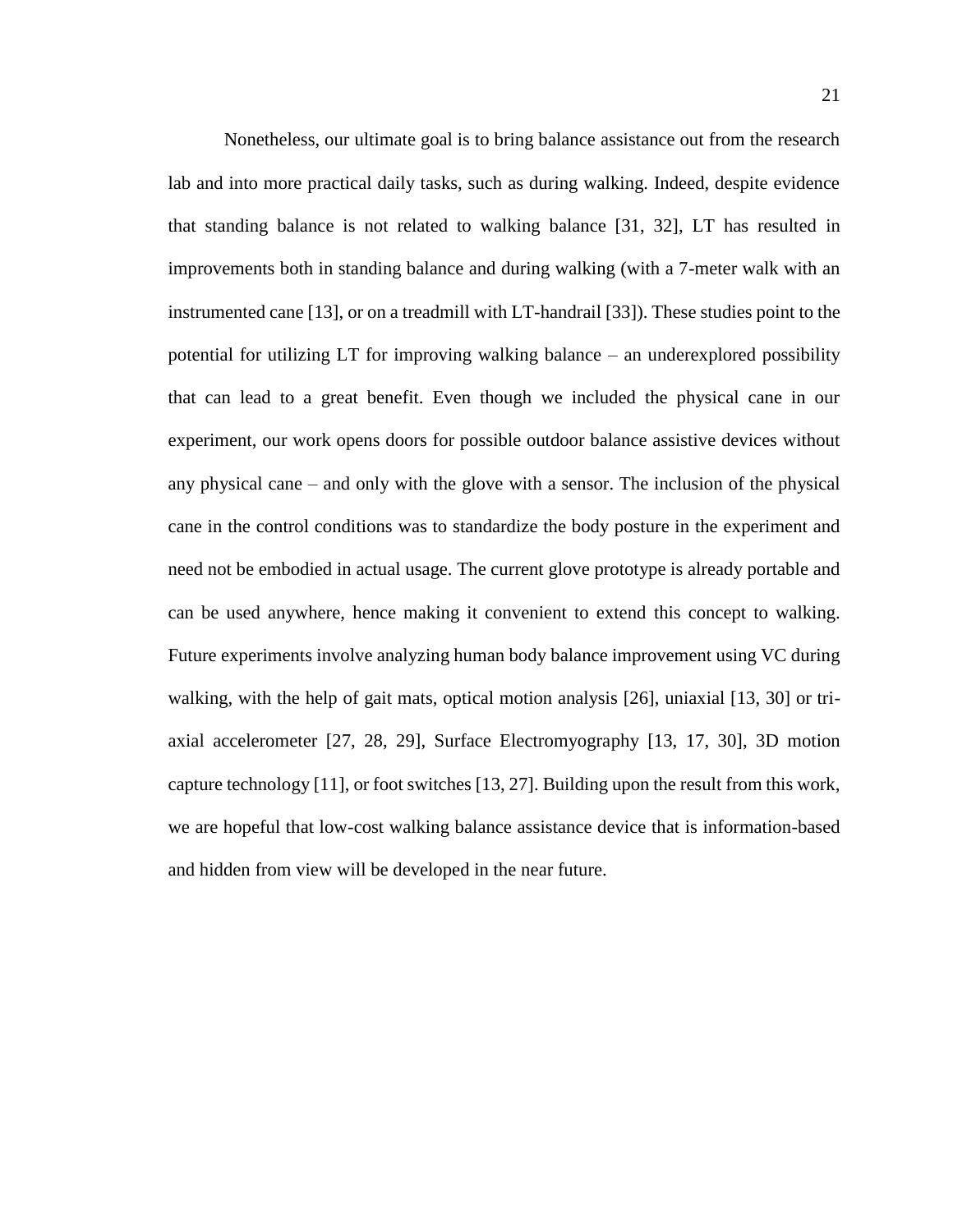Nonetheless, our ultimate goal is to bring balance assistance out from the research lab and into more practical daily tasks, such as during walking. Indeed, despite evidence that standing balance is not related to walking balance [31, 32], LT has resulted in improvements both in standing balance and during walking (with a 7-meter walk with an instrumented cane [13], or on a treadmill with LT-handrail [33]). These studies point to the potential for utilizing LT for improving walking balance – an underexplored possibility that can lead to a great benefit. Even though we included the physical cane in our experiment, our work opens doors for possible outdoor balance assistive devices without any physical cane – and only with the glove with a sensor. The inclusion of the physical cane in the control conditions was to standardize the body posture in the experiment and need not be embodied in actual usage. The current glove prototype is already portable and can be used anywhere, hence making it convenient to extend this concept to walking. Future experiments involve analyzing human body balance improvement using VC during walking, with the help of gait mats, optical motion analysis [26], uniaxial [13, 30] or tri-axial accelerometer [27, 28, 29], Surface Electromyography [13, 17, 30], 3D motion capture technology [11], or foot switches [13, 27]. Building upon the result from this work, we are hopeful that low-cost walking balance assistance device that is information-based and hidden from view will be developed in the near future.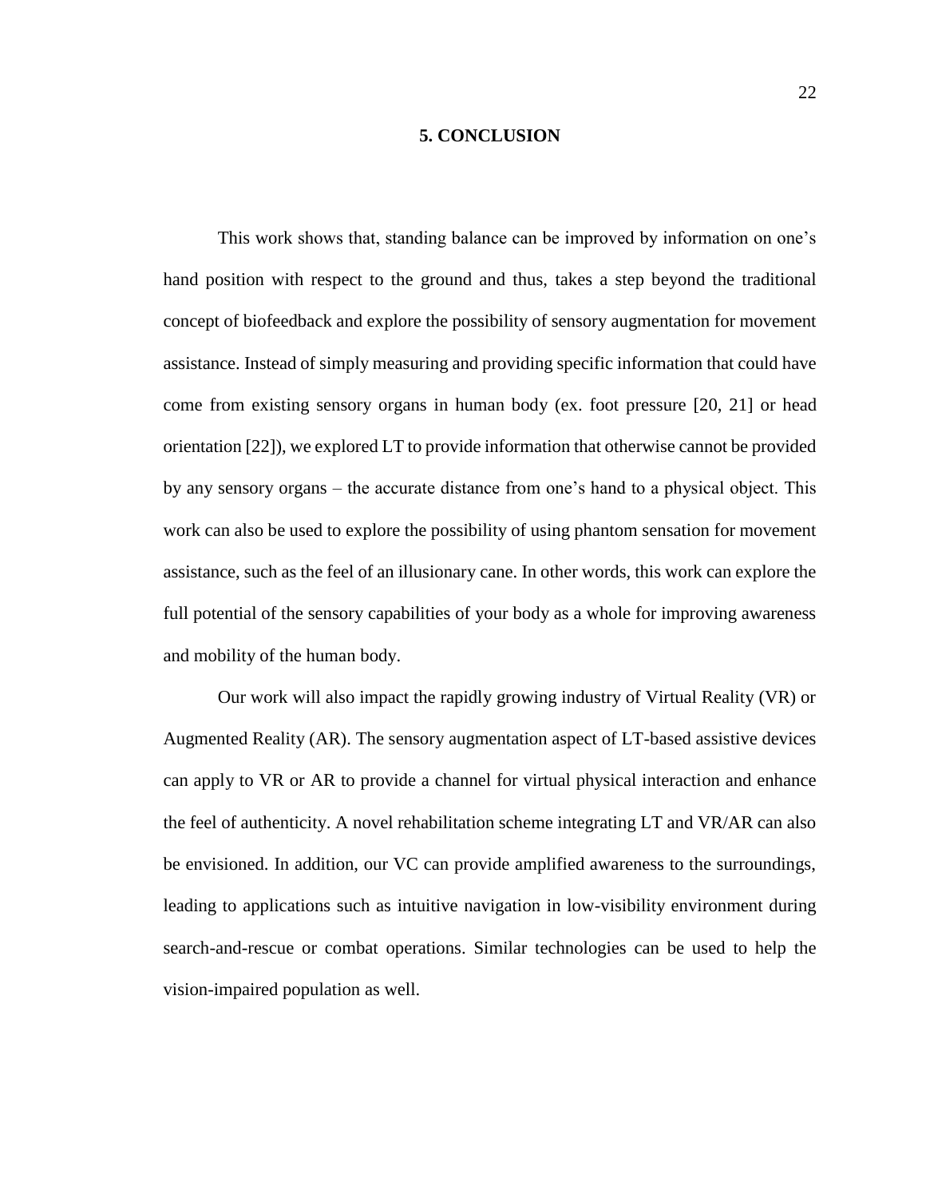# 5. CONCLUSION

This work shows that, standing balance can be improved by information on one's hand position with respect to the ground and thus, takes a step beyond the traditional concept of biofeedback and explore the possibility of sensory augmentation for movement assistance. Instead of simply measuring and providing specific information that could have come from existing sensory organs in human body (ex. foot pressure [20, 21] or head orientation [22]), we explored LT to provide information that otherwise cannot be provided by any sensory organs – the accurate distance from one's hand to a physical object. This work can also be used to explore the possibility of using phantom sensation for movement assistance, such as the feel of an illusionary cane. In other words, this work can explore the full potential of the sensory capabilities of your body as a whole for improving awareness and mobility of the human body.

Our work will also impact the rapidly growing industry of Virtual Reality (VR) or Augmented Reality (AR). The sensory augmentation aspect of LT-based assistive devices can apply to VR or AR to provide a channel for virtual physical interaction and enhance the feel of authenticity. A novel rehabilitation scheme integrating LT and VR/AR can also be envisioned. In addition, our VC can provide amplified awareness to the surroundings, leading to applications such as intuitive navigation in low-visibility environment during search-and-rescue or combat operations. Similar technologies can be used to help the vision-impaired population as well.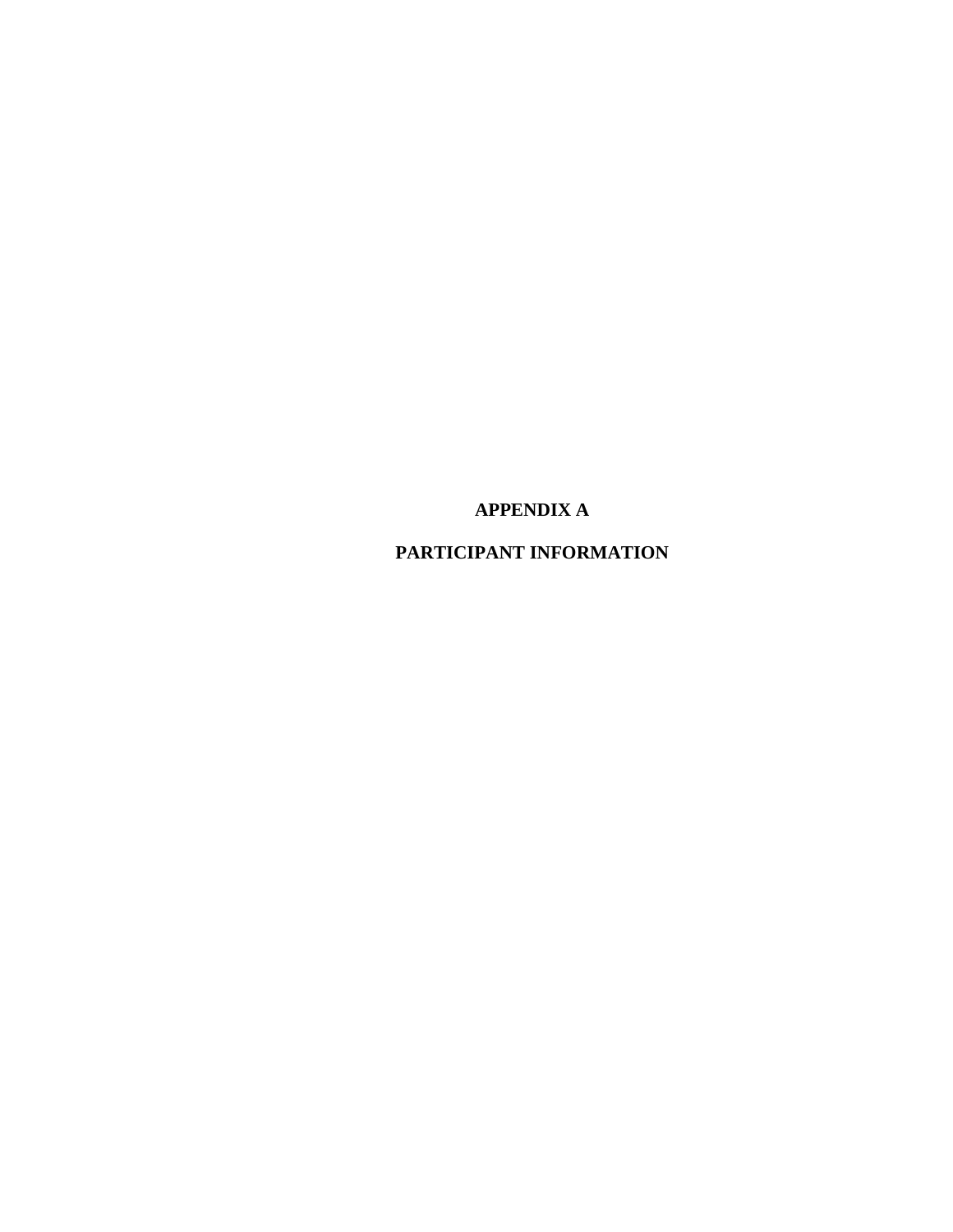# APPENDIX A

# PARTICIPANT INFORMATION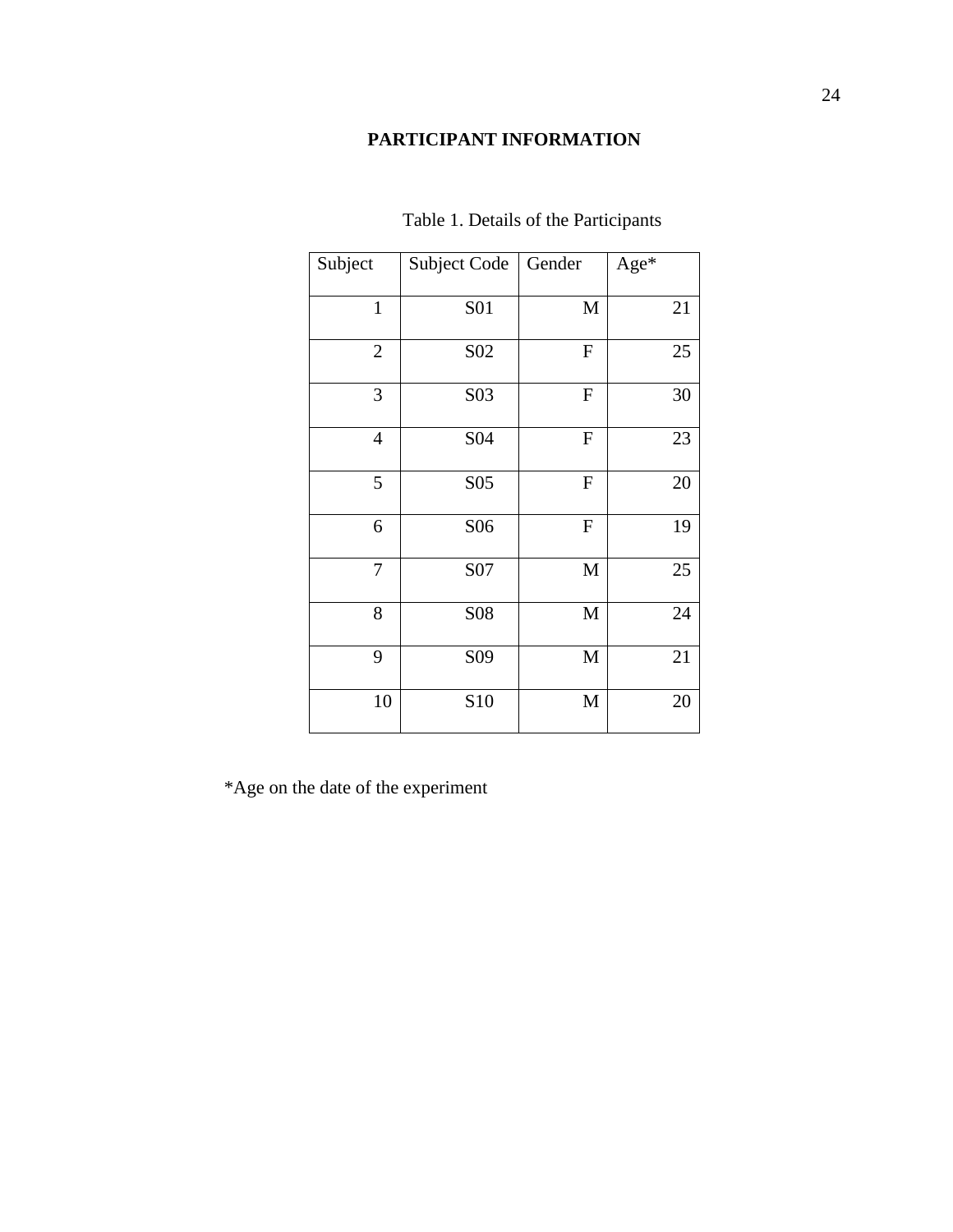# PARTICIPANT INFORMATION

Table 1. Details of the Participants

| Subject | Subject Code | Gender | Age* |
|---|---|---|---|
| 1 | S01 | M | 21 |
| 2 | S02 | F | 25 |
| 3 | S03 | F | 30 |
| 4 | S04 | F | 23 |
| 5 | S05 | F | 20 |
| 6 | S06 | F | 19 |
| 7 | S07 | M | 25 |
| 8 | S08 | M | 24 |
| 9 | S09 | M | 21 |
| 10 | S10 | M | 20 |

*Age on the date of the experiment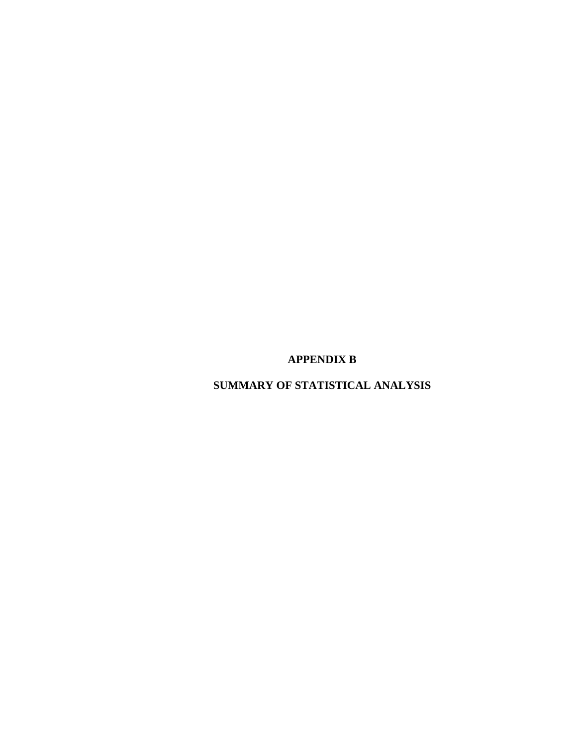# APPENDIX B

# SUMMARY OF STATISTICAL ANALYSIS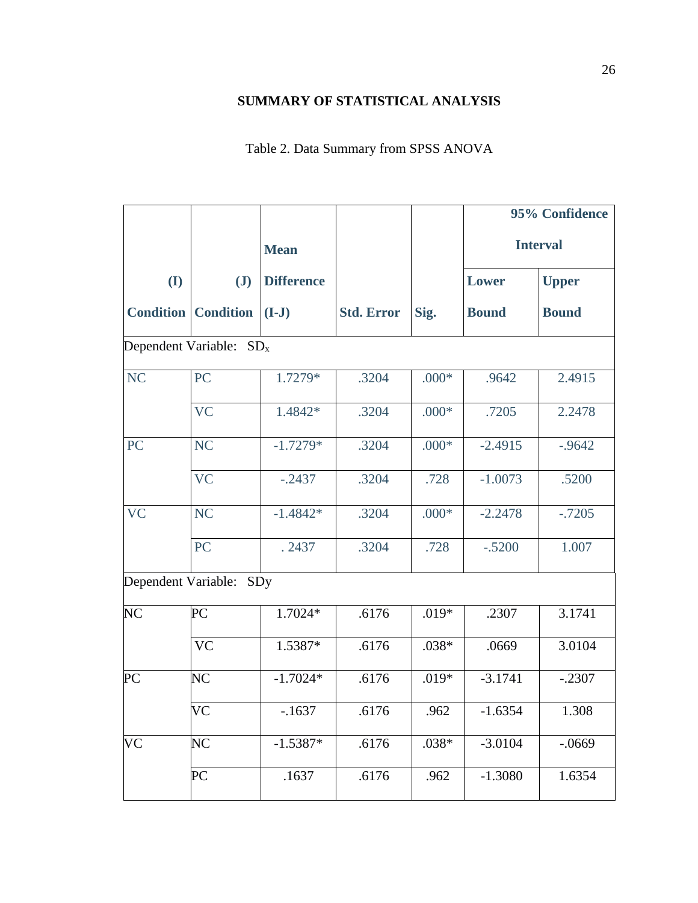## SUMMARY OF STATISTICAL ANALYSIS

Table 2. Data Summary from SPSS ANOVA

| (I) Condition | (J) Condition | Mean Difference (I-J) | Std. Error | Sig. | 95% Confidence Interval | |
|---|---|---|---|---|---|---|
| | | | | | Lower Bound | Upper Bound |
| Dependent Variable: $SD_x$ | | | | | | |
| NC | PC | 1.7279* | .3204 | .000* | .9642 | 2.4915 |
| | VC | 1.4842* | .3204 | .000* | .7205 | 2.2478 |
| PC | NC | -1.7279* | .3204 | .000* | -2.4915 | -.9642 |
| | VC | -.2437 | .3204 | .728 | -1.0073 | .5200 |
| VC | NC | -1.4842* | .3204 | .000* | -2.2478 | -.7205 |
| | PC | . 2437 | .3204 | .728 | -.5200 | 1.007 |
| Dependent Variable: SDy | | | | | | |
| NC | PC | 1.7024* | .6176 | .019* | .2307 | 3.1741 |
| | VC | 1.5387* | .6176 | .038* | .0669 | 3.0104 |
| PC | NC | -1.7024* | .6176 | .019* | -3.1741 | -.2307 |
| | VC | -.1637 | .6176 | .962 | -1.6354 | 1.308 |
| VC | NC | -1.5387* | .6176 | .038* | -3.0104 | -.0669 |
| | PC | .1637 | .6176 | .962 | -1.3080 | 1.6354 |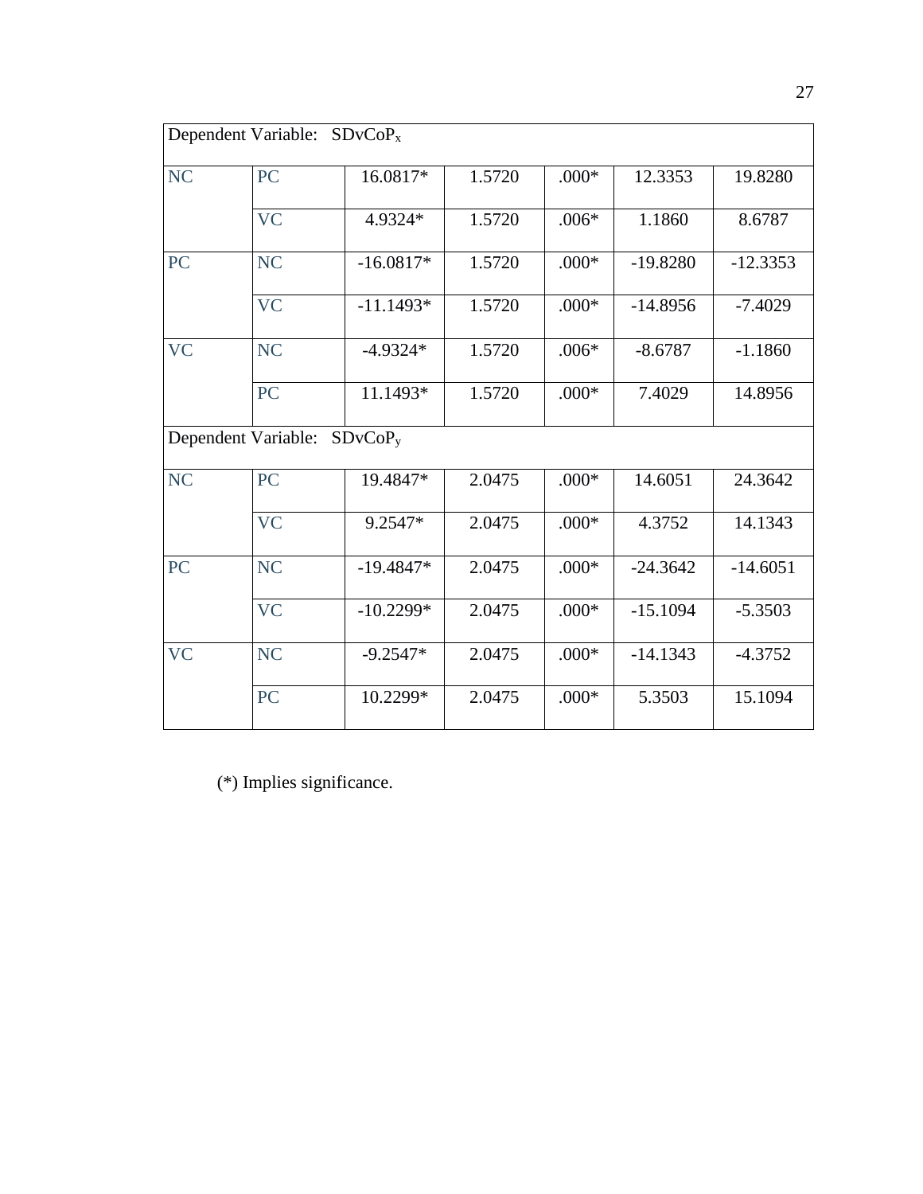| Dependent Variable: $SDvCoP_x$ | | | | | | |
|---|---|---|---|---|---|---|
| NC | PC | 16.0817* | 1.5720 | .000* | 12.3353 | 19.8280 |
| | VC | 4.9324* | 1.5720 | .006* | 1.1860 | 8.6787 |
| PC | NC | -16.0817* | 1.5720 | .000* | -19.8280 | -12.3353 |
| | VC | -11.1493* | 1.5720 | .000* | -14.8956 | -7.4029 |
| VC | NC | -4.9324* | 1.5720 | .006* | -8.6787 | -1.1860 |
| | PC | 11.1493* | 1.5720 | .000* | 7.4029 | 14.8956 |
| Dependent Variable: $SDvCoP_y$ | | | | | | |
| NC | PC | 19.4847* | 2.0475 | .000* | 14.6051 | 24.3642 |
| | VC | 9.2547* | 2.0475 | .000* | 4.3752 | 14.1343 |
| PC | NC | -19.4847* | 2.0475 | .000* | -24.3642 | -14.6051 |
| | VC | -10.2299* | 2.0475 | .000* | -15.1094 | -5.3503 |
| VC | NC | -9.2547* | 2.0475 | .000* | -14.1343 | -4.3752 |
| | PC | 10.2299* | 2.0475 | .000* | 5.3503 | 15.1094 |

(*) Implies significance.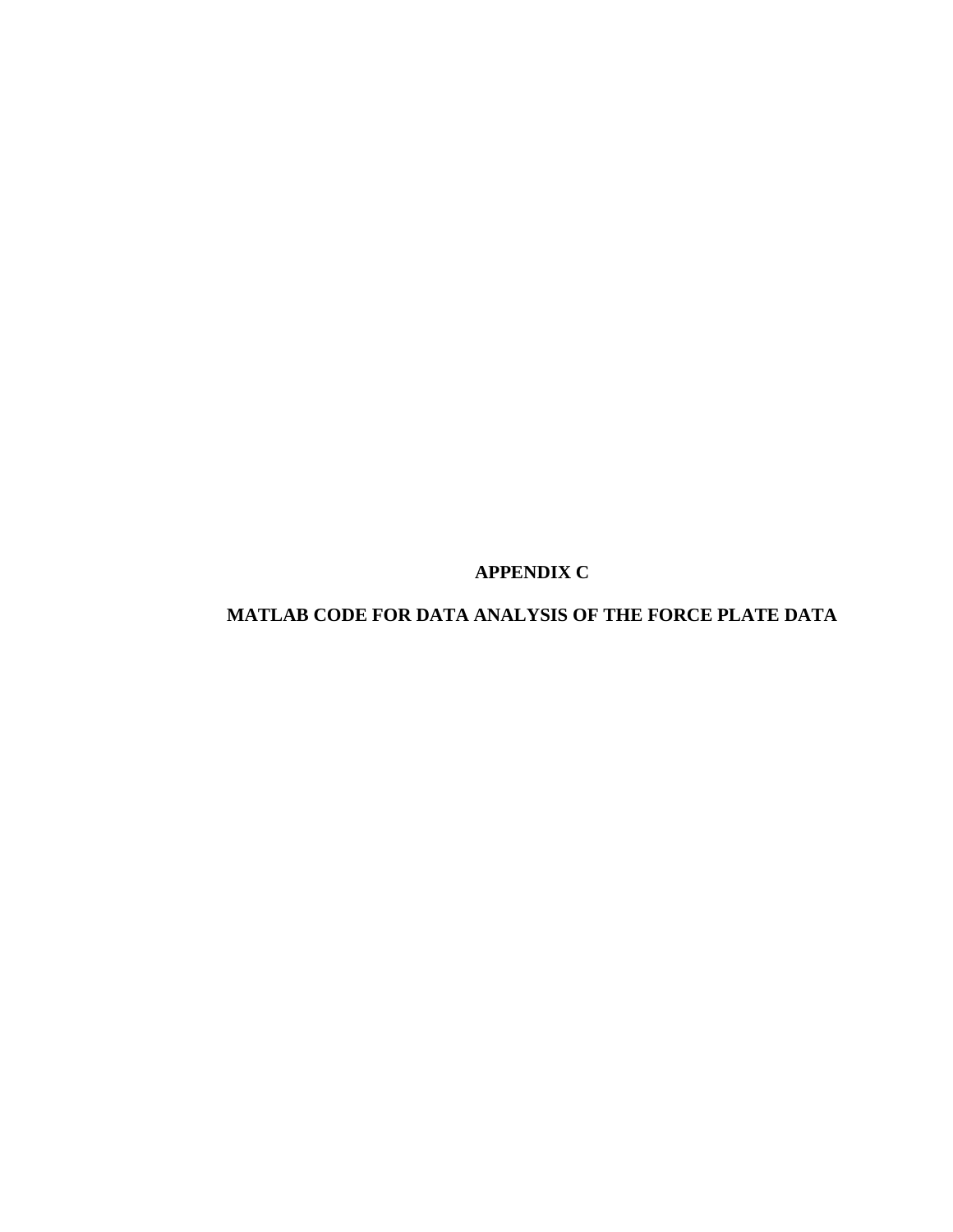# APPENDIX C

## MATLAB CODE FOR DATA ANALYSIS OF THE FORCE PLATE DATA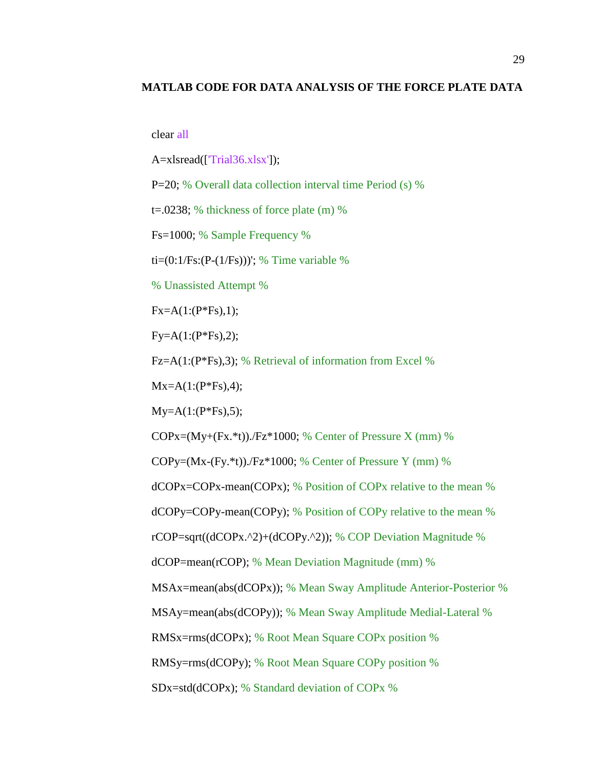**MATLAB CODE FOR DATA ANALYSIS OF THE FORCE PLATE DATA**

```
clear all
A=xlsread(['Trial36.xlsx']);
P=20; % Overall data collection interval time Period (s) %
t=.0238; % thickness of force plate (m) %
Fs=1000; % Sample Frequency %
ti=(0:1/Fs:(P-(1/Fs)))'; % Time variable %
% Unassisted Attempt %
Fx=A(1:(P*Fs),1);
Fy=A(1:(P*Fs),2);
Fz=A(1:(P*Fs),3); % Retrieval of information from Excel %
Mx=A(1:(P*Fs),4);
My=A(1:(P*Fs),5);
COPx=(My+(Fx.*t))./Fz*1000; % Center of Pressure X (mm) %
COPy=(Mx-(Fy.*t))./Fz*1000; % Center of Pressure Y (mm) %
dCOPx=COPx-mean(COPx); % Position of COPx relative to the mean %
dCOPy=COPy-mean(COPy); % Position of COPy relative to the mean %
rCOP=sqrt((dCOPx.^2)+(dCOPy.^2)); % COP Deviation Magnitude %
dCOP=mean(rCOP); % Mean Deviation Magnitude (mm) %
MSAx=mean(abs(dCOPx)); % Mean Sway Amplitude Anterior-Posterior %
MSAy=mean(abs(dCOPy)); % Mean Sway Amplitude Medial-Lateral %
RMSx=rms(dCOPx); % Root Mean Square COPx position %
RMSy=rms(dCOPy); % Root Mean Square COPy position %
SDx=std(dCOPx); % Standard deviation of COPx %
```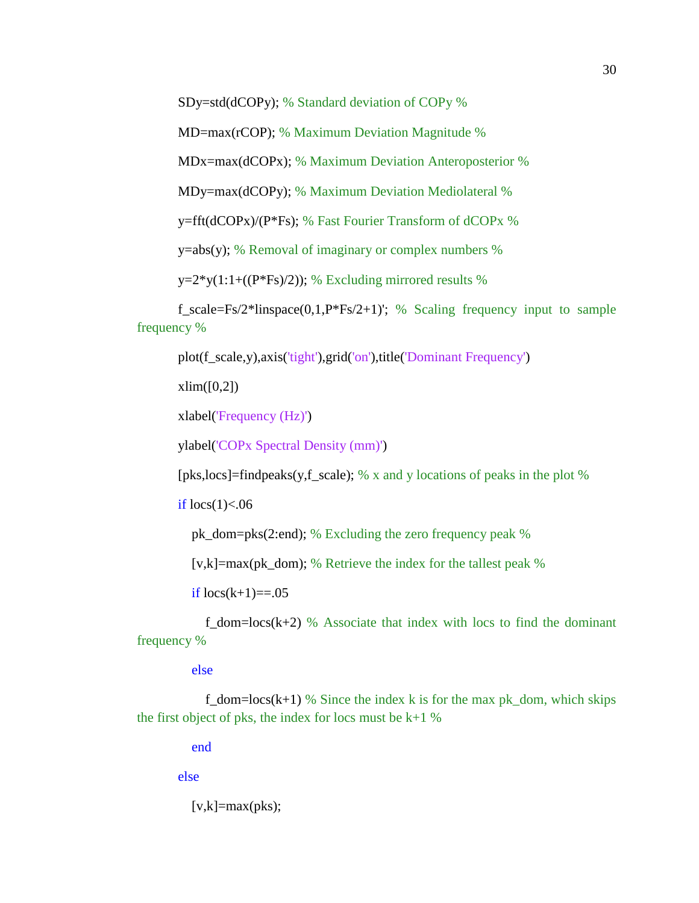```
SDy=std(dCOPy); % Standard deviation of COPy %
MD=max(rCOP); % Maximum Deviation Magnitude %
MDx=max(dCOPx); % Maximum Deviation Anteroposterior %
MDy=max(dCOPy); % Maximum Deviation Mediolateral %
y=fft(dCOPx)/(P*Fs); % Fast Fourier Transform of dCOPx %
y=abs(y); % Removal of imaginary or complex numbers %
y=2*y(1:1+((P*Fs)/2)); % Excluding mirrored results %
f_scale=Fs/2*linspace(0,1,P*Fs/2+1)'; % Scaling frequency input to sample frequency %
plot(f_scale,y),axis('tight'),grid('on'),title('Dominant Frequency')
xlim([0,2])
xlabel('Frequency (Hz)')
ylabel('COPx Spectral Density (mm)')
[pks,locs]=findpeaks(y,f_scale); % x and y locations of peaks in the plot %
if locs(1)<.06
    pk_dom=pks(2:end); % Excluding the zero frequency peak %
    [v,k]=max(pk_dom); % Retrieve the index for the tallest peak %
    if locs(k+1)==.05
        f_dom=locs(k+2) % Associate that index with locs to find the dominant frequency %
    else
        f_dom=locs(k+1) % Since the index k is for the max pk_dom, which skips the first object of pks, the index for locs must be k+1 %
    end
else
    [v,k]=max(pks);
```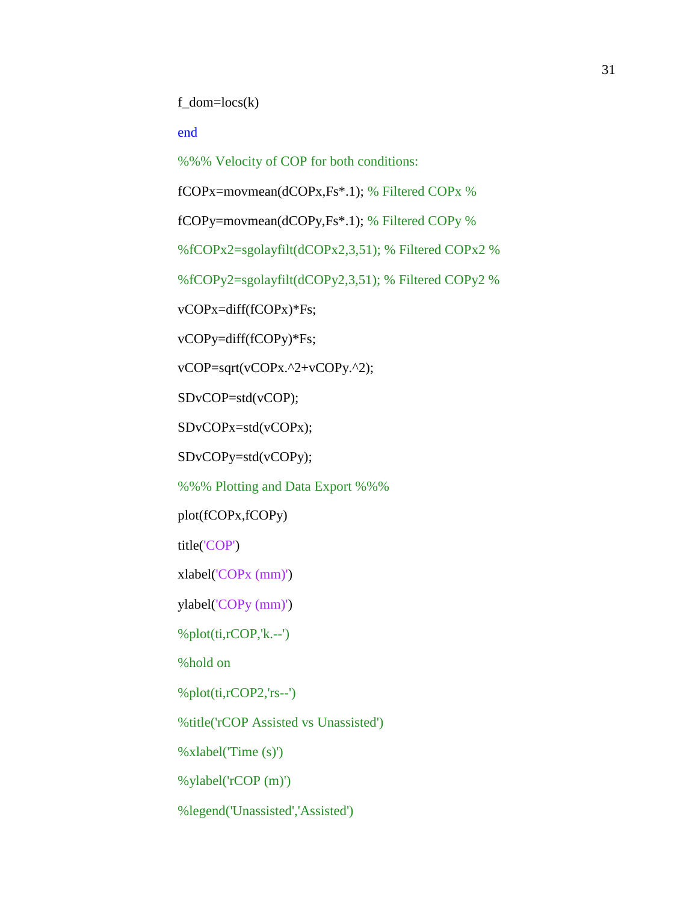```
f_dom=locs(k)
end
%%% Velocity of COP for both conditions:
fCOPx=movmean(dCOPx,Fs*.1); % Filtered COPx %
fCOPy=movmean(dCOPy,Fs*.1); % Filtered COPy %
%fCOPx2=sgolayfilt(dCOPx2,3,51); % Filtered COPx2 %
%fCOPy2=sgolayfilt(dCOPy2,3,51); % Filtered COPy2 %
vCOPx=diff(fCOPx)*Fs;
vCOPy=diff(fCOPy)*Fs;
vCOP=sqrt(vCOPx.^2+vCOPy.^2);
SDvCOP=std(vCOP);
SDvCOPx=std(vCOPx);
SDvCOPy=std(vCOPy);
%%% Plotting and Data Export %%%
plot(fCOPx,fCOPy)
title('COP')
xlabel('COPx (mm)')
ylabel('COPy (mm)')
%plot(ti,rCOP,'k.--')
%hold on
%plot(ti,rCOP2,'rs--')
%title('rCOP Assisted vs Unassisted')
%xlabel('Time (s)')
%ylabel('rCOP (m)')
%legend('Unassisted','Assisted')
```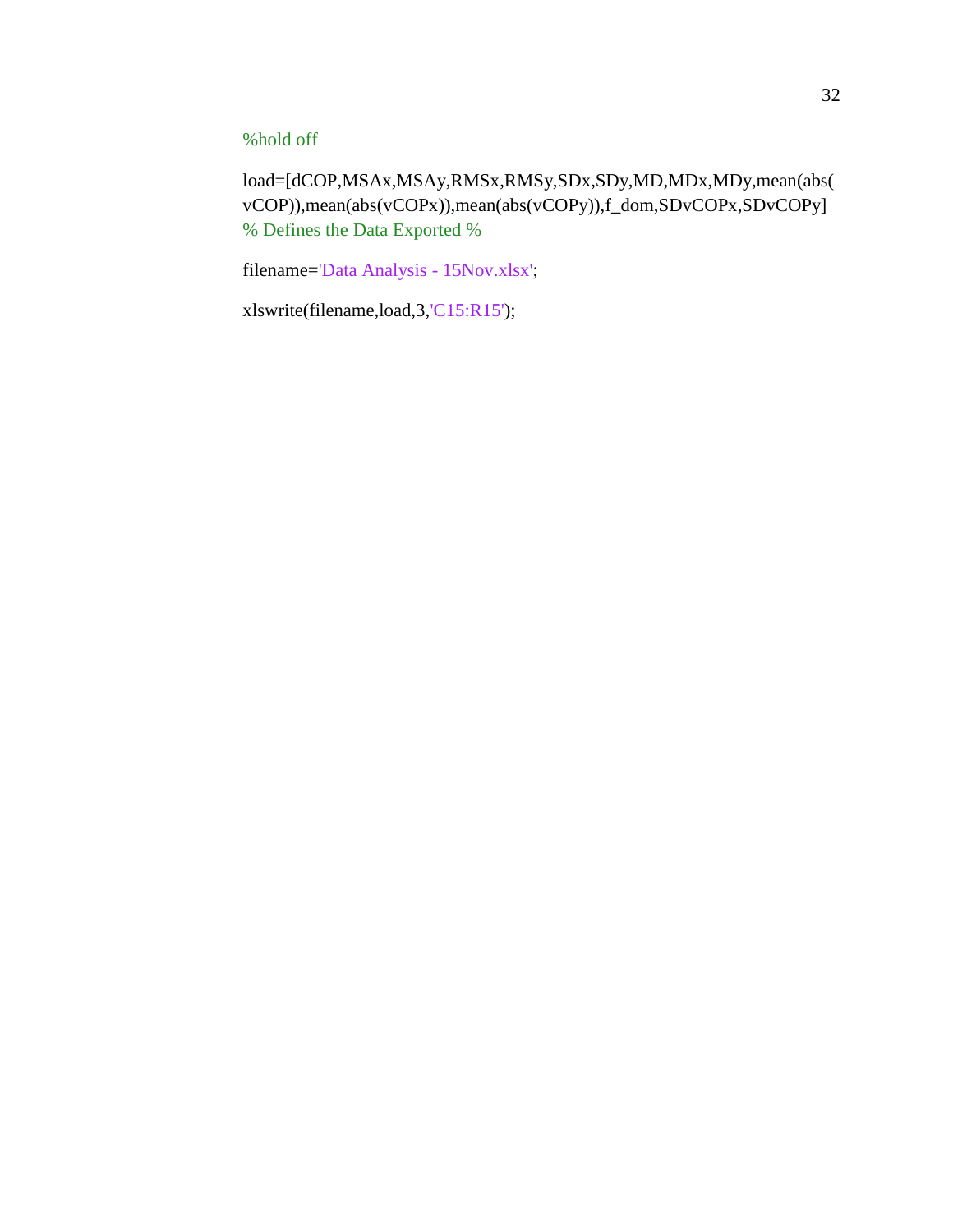```
%hold off

load=[dCOP,MSAx,MSAy,RMSx,RMSy,SDx,SDy,MD,MDx,MDy,mean(abs(
vCOP)),mean(abs(vCOPx)),mean(abs(vCOPy)),f_dom,SDvCOPx,SDvCOPy]
% Defines the Data Exported %

filename='Data Analysis - 15Nov.xlsx';

xlswrite(filename,load,3,'C15:R15');
```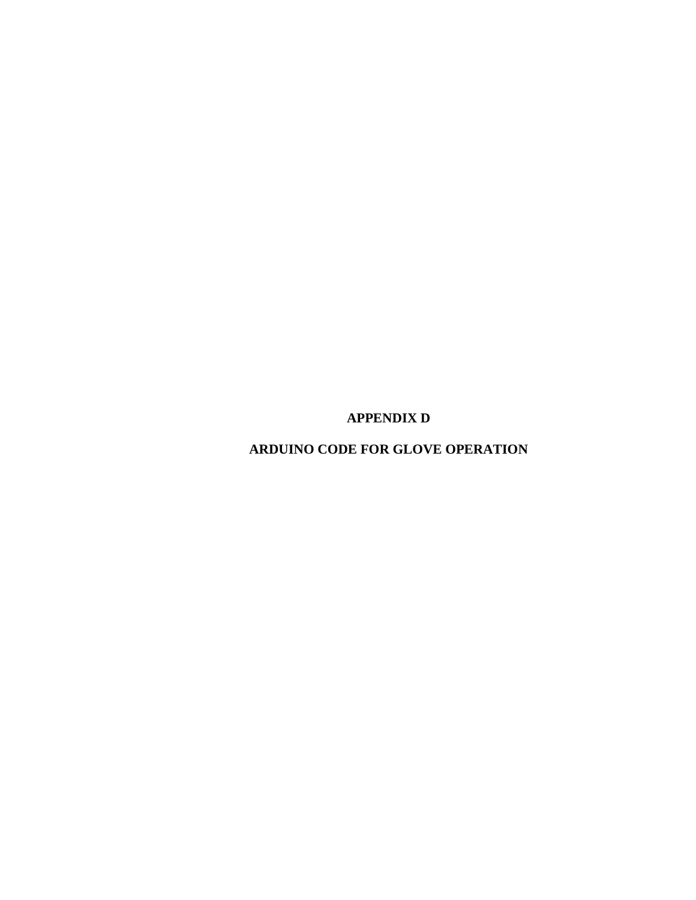# APPENDIX D

## ARDUINO CODE FOR GLOVE OPERATION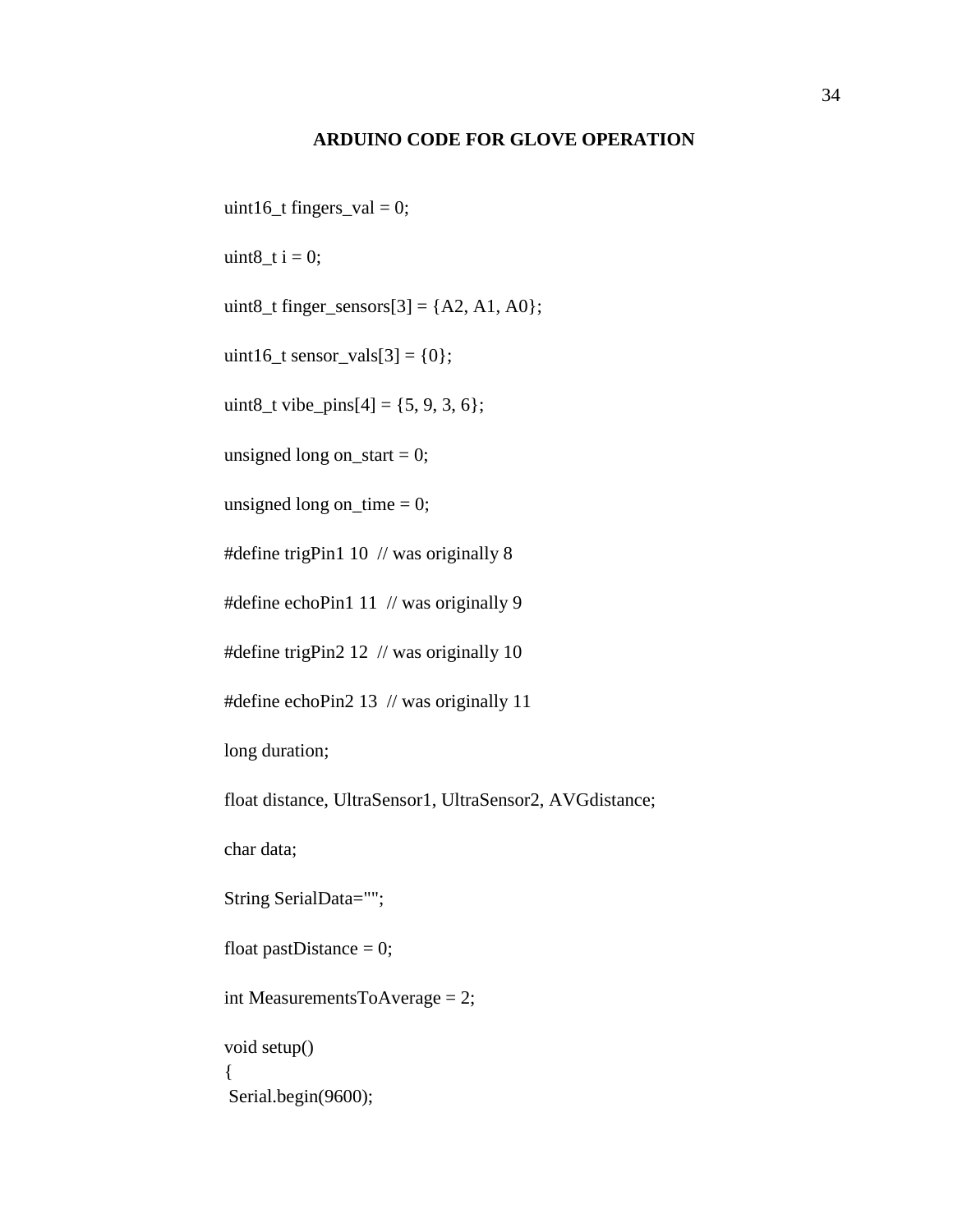**ARDUINO CODE FOR GLOVE OPERATION**

```
uint16_t fingers_val = 0;

uint8_t i = 0;

uint8_t finger_sensors[3] = {A2, A1, A0};

uint16_t sensor_vals[3] = {0};

uint8_t vibe_pins[4] = {5, 9, 3, 6};

unsigned long on_start = 0;

unsigned long on_time = 0;

#define trigPin1 10  // was originally 8

#define echoPin1 11  // was originally 9

#define trigPin2 12  // was originally 10

#define echoPin2 13  // was originally 11

long duration;

float distance, UltraSensor1, UltraSensor2, AVGdistance;

char data;

String SerialData="";

float pastDistance = 0;

int MeasurementsToAverage = 2;

void setup()
{
 Serial.begin(9600);
```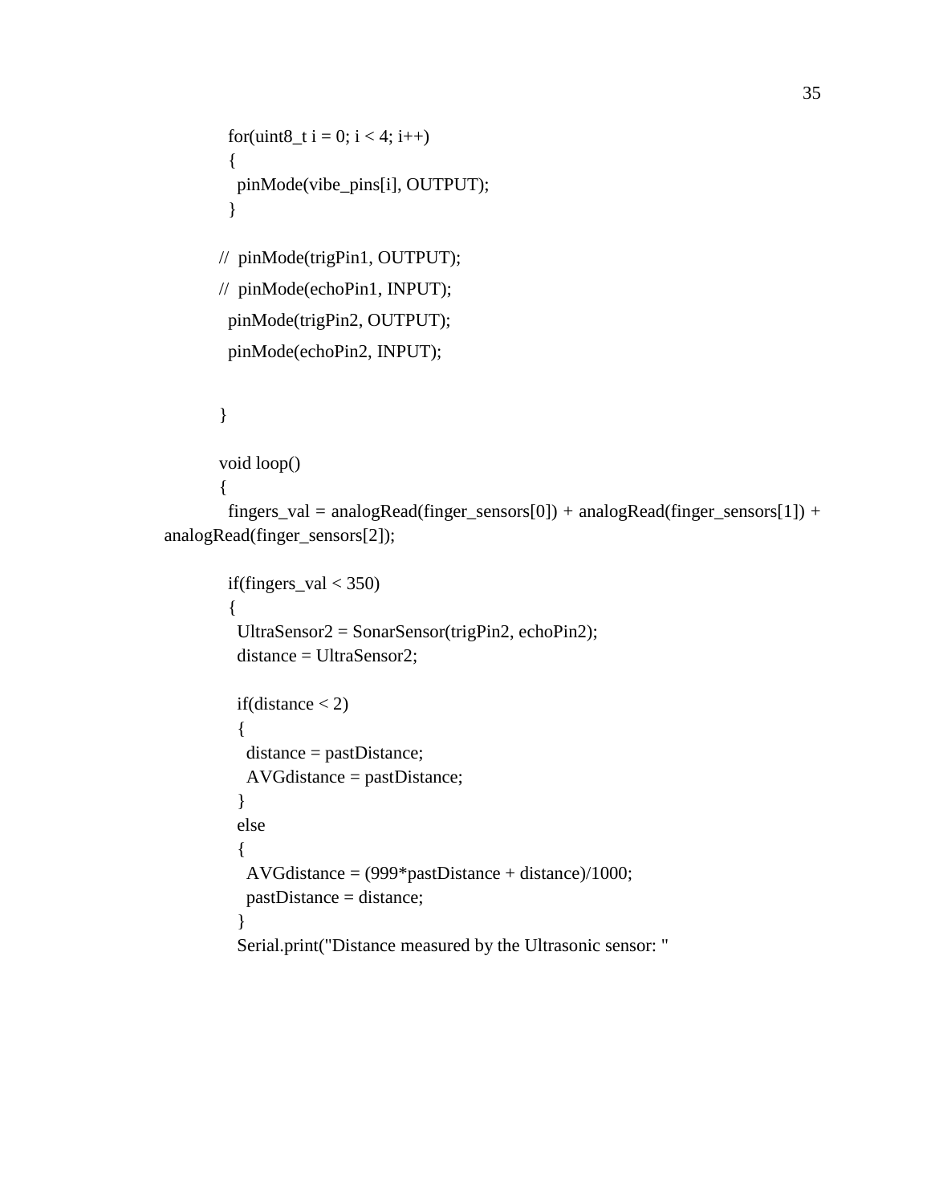```
  for(uint8_t i = 0; i < 4; i++)
  {
    pinMode(vibe_pins[i], OUTPUT);
  }

//  pinMode(trigPin1, OUTPUT);
//  pinMode(echoPin1, INPUT);
  pinMode(trigPin2, OUTPUT);
  pinMode(echoPin2, INPUT);


}

void loop()
{
  fingers_val = analogRead(finger_sensors[0]) + analogRead(finger_sensors[1]) +
analogRead(finger_sensors[2]);

  if(fingers_val < 350)
  {
    UltraSensor2 = SonarSensor(trigPin2, echoPin2);
    distance = UltraSensor2;

    if(distance < 2)
    {
      distance = pastDistance;
      AVGdistance = pastDistance;
    }
    else
    {
      AVGdistance = (999*pastDistance + distance)/1000;
      pastDistance = distance;
    }
    Serial.print("Distance measured by the Ultrasonic sensor: "
```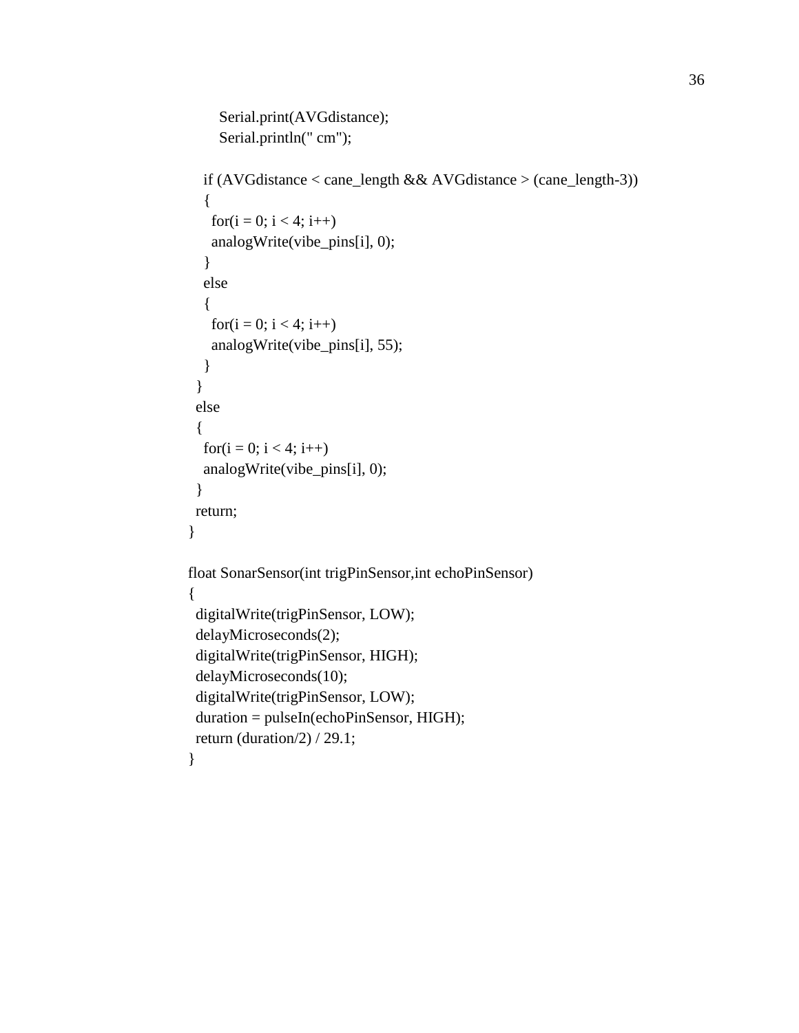```
      Serial.print(AVGdistance);
      Serial.println(" cm");

    if (AVGdistance < cane_length && AVGdistance > (cane_length-3))
    {
     for(i = 0; i < 4; i++)
     analogWrite(vibe_pins[i], 0);
    }
    else
    {
     for(i = 0; i < 4; i++)
     analogWrite(vibe_pins[i], 55);
    }
  }
  else
  {
    for(i = 0; i < 4; i++)
    analogWrite(vibe_pins[i], 0);
  }
  return;
}

float SonarSensor(int trigPinSensor,int echoPinSensor)
{
  digitalWrite(trigPinSensor, LOW);
  delayMicroseconds(2);
  digitalWrite(trigPinSensor, HIGH);
  delayMicroseconds(10);
  digitalWrite(trigPinSensor, LOW);
  duration = pulseIn(echoPinSensor, HIGH);
  return (duration/2) / 29.1;
}
```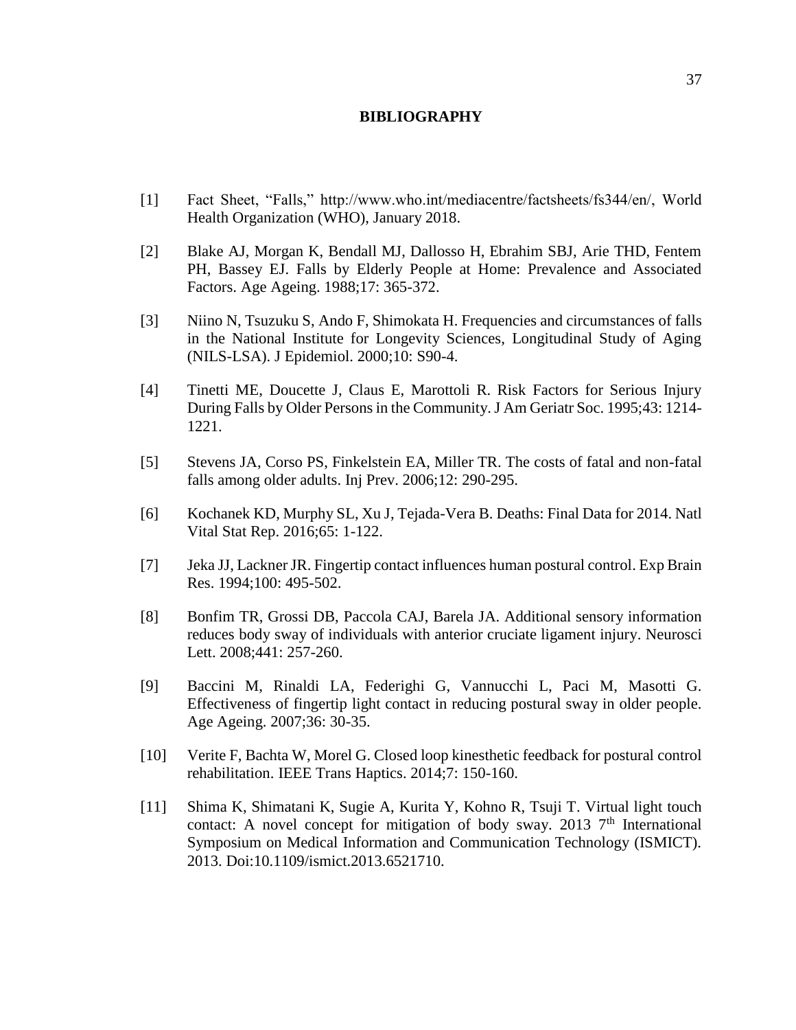# BIBLIOGRAPHY

[1] Fact Sheet, "Falls," http://www.who.int/mediacentre/factsheets/fs344/en/, World Health Organization (WHO), January 2018.

[2] Blake AJ, Morgan K, Bendall MJ, Dallosso H, Ebrahim SBJ, Arie THD, Fentem PH, Bassey EJ. Falls by Elderly People at Home: Prevalence and Associated Factors. Age Ageing. 1988;17: 365-372.

[3] Niino N, Tsuzuku S, Ando F, Shimokata H. Frequencies and circumstances of falls in the National Institute for Longevity Sciences, Longitudinal Study of Aging (NILS-LSA). J Epidemiol. 2000;10: S90-4.

[4] Tinetti ME, Doucette J, Claus E, Marottoli R. Risk Factors for Serious Injury During Falls by Older Persons in the Community. J Am Geriatr Soc. 1995;43: 1214-1221.

[5] Stevens JA, Corso PS, Finkelstein EA, Miller TR. The costs of fatal and non-fatal falls among older adults. Inj Prev. 2006;12: 290-295.

[6] Kochanek KD, Murphy SL, Xu J, Tejada-Vera B. Deaths: Final Data for 2014. Natl Vital Stat Rep. 2016;65: 1-122.

[7] Jeka JJ, Lackner JR. Fingertip contact influences human postural control. Exp Brain Res. 1994;100: 495-502.

[8] Bonfim TR, Grossi DB, Paccola CAJ, Barela JA. Additional sensory information reduces body sway of individuals with anterior cruciate ligament injury. Neurosci Lett. 2008;441: 257-260.

[9] Baccini M, Rinaldi LA, Federighi G, Vannucchi L, Paci M, Masotti G. Effectiveness of fingertip light contact in reducing postural sway in older people. Age Ageing. 2007;36: 30-35.

[10] Verite F, Bachta W, Morel G. Closed loop kinesthetic feedback for postural control rehabilitation. IEEE Trans Haptics. 2014;7: 150-160.

[11] Shima K, Shimatani K, Sugie A, Kurita Y, Kohno R, Tsuji T. Virtual light touch contact: A novel concept for mitigation of body sway. 2013 7th International Symposium on Medical Information and Communication Technology (ISMICT). 2013. Doi:10.1109/ismict.2013.6521710.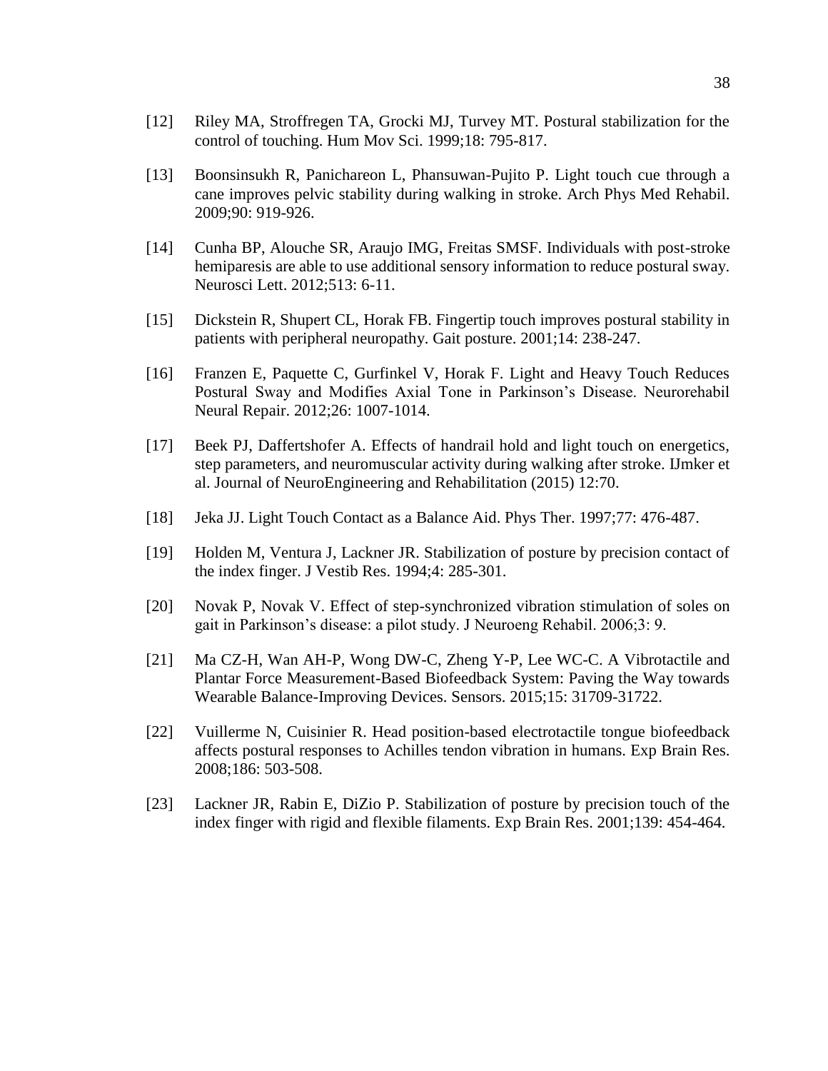[12] Riley MA, Stroffregen TA, Grocki MJ, Turvey MT. Postural stabilization for the control of touching. Hum Mov Sci. 1999;18: 795-817.

[13] Boonsinsukh R, Panichareon L, Phansuwan-Pujito P. Light touch cue through a cane improves pelvic stability during walking in stroke. Arch Phys Med Rehabil. 2009;90: 919-926.

[14] Cunha BP, Alouche SR, Araujo IMG, Freitas SMSF. Individuals with post-stroke hemiparesis are able to use additional sensory information to reduce postural sway. Neurosci Lett. 2012;513: 6-11.

[15] Dickstein R, Shupert CL, Horak FB. Fingertip touch improves postural stability in patients with peripheral neuropathy. Gait posture. 2001;14: 238-247.

[16] Franzen E, Paquette C, Gurfinkel V, Horak F. Light and Heavy Touch Reduces Postural Sway and Modifies Axial Tone in Parkinson's Disease. Neurorehabil Neural Repair. 2012;26: 1007-1014.

[17] Beek PJ, Daffertshofer A. Effects of handrail hold and light touch on energetics, step parameters, and neuromuscular activity during walking after stroke. IJmker et al. Journal of NeuroEngineering and Rehabilitation (2015) 12:70.

[18] Jeka JJ. Light Touch Contact as a Balance Aid. Phys Ther. 1997;77: 476-487.

[19] Holden M, Ventura J, Lackner JR. Stabilization of posture by precision contact of the index finger. J Vestib Res. 1994;4: 285-301.

[20] Novak P, Novak V. Effect of step-synchronized vibration stimulation of soles on gait in Parkinson's disease: a pilot study. J Neuroeng Rehabil. 2006;3: 9.

[21] Ma CZ-H, Wan AH-P, Wong DW-C, Zheng Y-P, Lee WC-C. A Vibrotactile and Plantar Force Measurement-Based Biofeedback System: Paving the Way towards Wearable Balance-Improving Devices. Sensors. 2015;15: 31709-31722.

[22] Vuillerme N, Cuisinier R. Head position-based electrotactile tongue biofeedback affects postural responses to Achilles tendon vibration in humans. Exp Brain Res. 2008;186: 503-508.

[23] Lackner JR, Rabin E, DiZio P. Stabilization of posture by precision touch of the index finger with rigid and flexible filaments. Exp Brain Res. 2001;139: 454-464.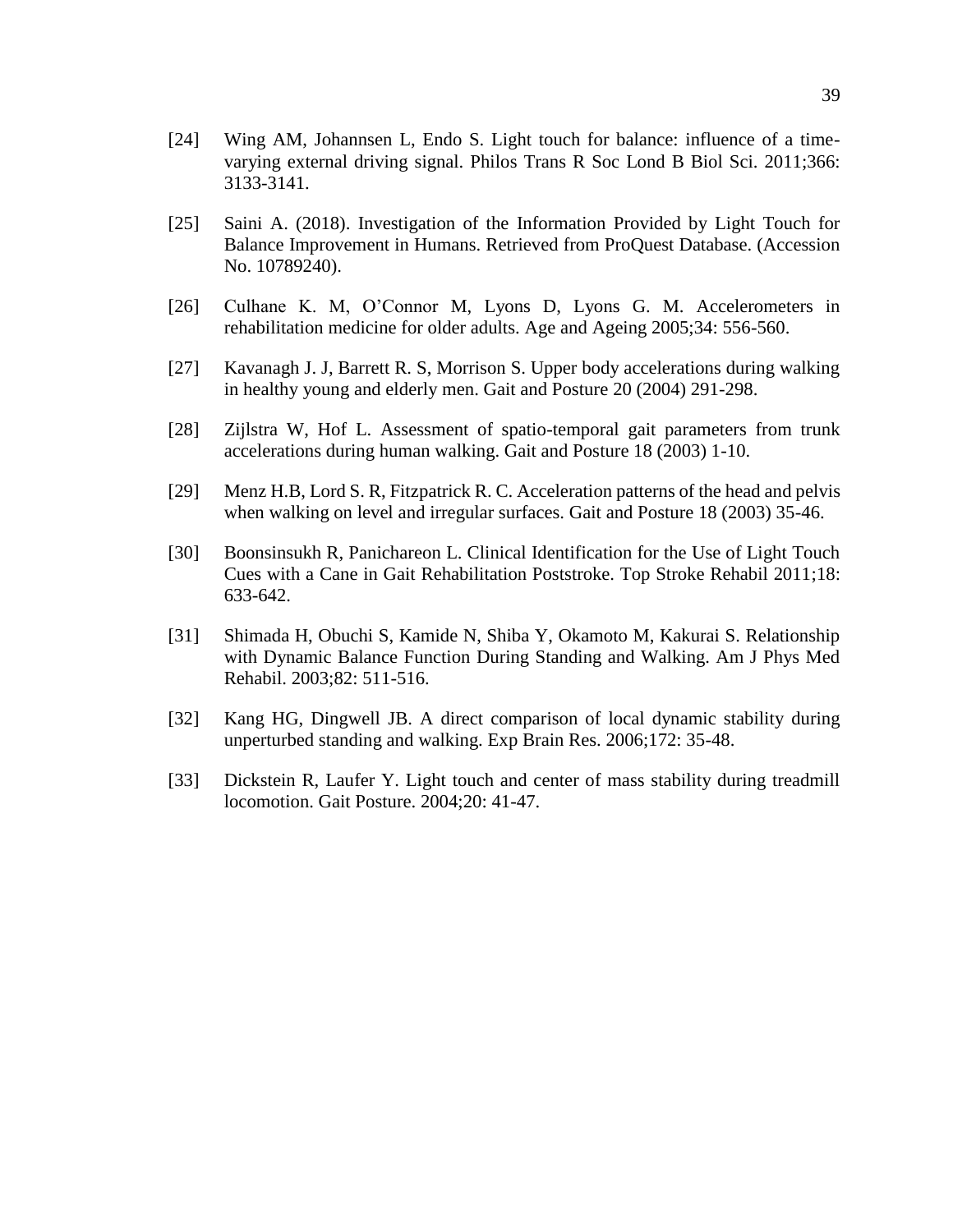[24] Wing AM, Johannsen L, Endo S. Light touch for balance: influence of a time-varying external driving signal. Philos Trans R Soc Lond B Biol Sci. 2011;366: 3133-3141.

[25] Saini A. (2018). Investigation of the Information Provided by Light Touch for Balance Improvement in Humans. Retrieved from ProQuest Database. (Accession No. 10789240).

[26] Culhane K. M, O'Connor M, Lyons D, Lyons G. M. Accelerometers in rehabilitation medicine for older adults. Age and Ageing 2005;34: 556-560.

[27] Kavanagh J. J, Barrett R. S, Morrison S. Upper body accelerations during walking in healthy young and elderly men. Gait and Posture 20 (2004) 291-298.

[28] Zijlstra W, Hof L. Assessment of spatio-temporal gait parameters from trunk accelerations during human walking. Gait and Posture 18 (2003) 1-10.

[29] Menz H.B, Lord S. R, Fitzpatrick R. C. Acceleration patterns of the head and pelvis when walking on level and irregular surfaces. Gait and Posture 18 (2003) 35-46.

[30] Boonsinsukh R, Panichareon L. Clinical Identification for the Use of Light Touch Cues with a Cane in Gait Rehabilitation Poststroke. Top Stroke Rehabil 2011;18: 633-642.

[31] Shimada H, Obuchi S, Kamide N, Shiba Y, Okamoto M, Kakurai S. Relationship with Dynamic Balance Function During Standing and Walking. Am J Phys Med Rehabil. 2003;82: 511-516.

[32] Kang HG, Dingwell JB. A direct comparison of local dynamic stability during unperturbed standing and walking. Exp Brain Res. 2006;172: 35-48.

[33] Dickstein R, Laufer Y. Light touch and center of mass stability during treadmill locomotion. Gait Posture. 2004;20: 41-47.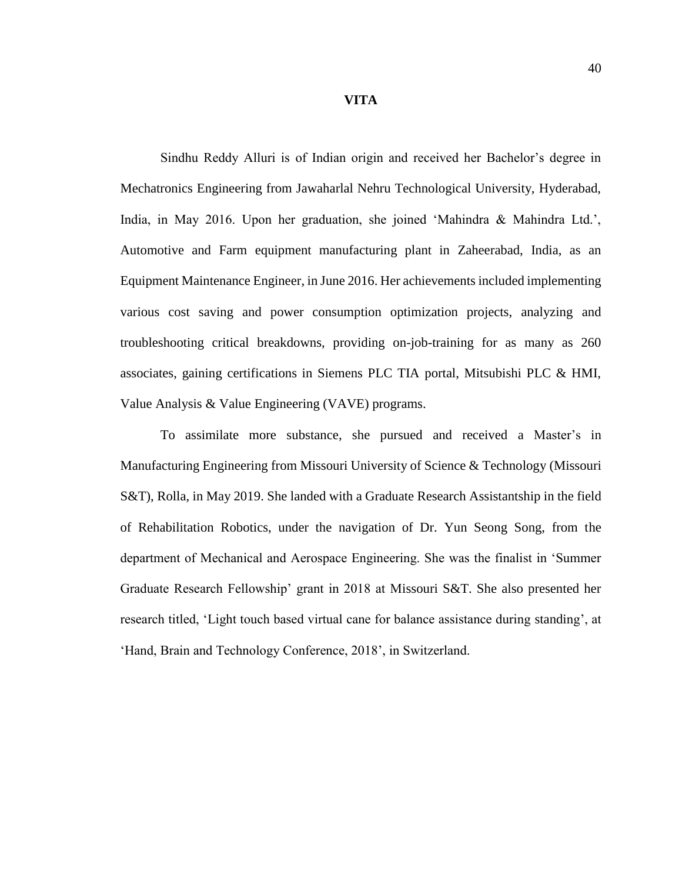# VITA

Sindhu Reddy Alluri is of Indian origin and received her Bachelor's degree in Mechatronics Engineering from Jawaharlal Nehru Technological University, Hyderabad, India, in May 2016. Upon her graduation, she joined 'Mahindra & Mahindra Ltd.', Automotive and Farm equipment manufacturing plant in Zaheerabad, India, as an Equipment Maintenance Engineer, in June 2016. Her achievements included implementing various cost saving and power consumption optimization projects, analyzing and troubleshooting critical breakdowns, providing on-job-training for as many as 260 associates, gaining certifications in Siemens PLC TIA portal, Mitsubishi PLC & HMI, Value Analysis & Value Engineering (VAVE) programs.

To assimilate more substance, she pursued and received a Master's in Manufacturing Engineering from Missouri University of Science & Technology (Missouri S&T), Rolla, in May 2019. She landed with a Graduate Research Assistantship in the field of Rehabilitation Robotics, under the navigation of Dr. Yun Seong Song, from the department of Mechanical and Aerospace Engineering. She was the finalist in 'Summer Graduate Research Fellowship' grant in 2018 at Missouri S&T. She also presented her research titled, 'Light touch based virtual cane for balance assistance during standing', at 'Hand, Brain and Technology Conference, 2018', in Switzerland.